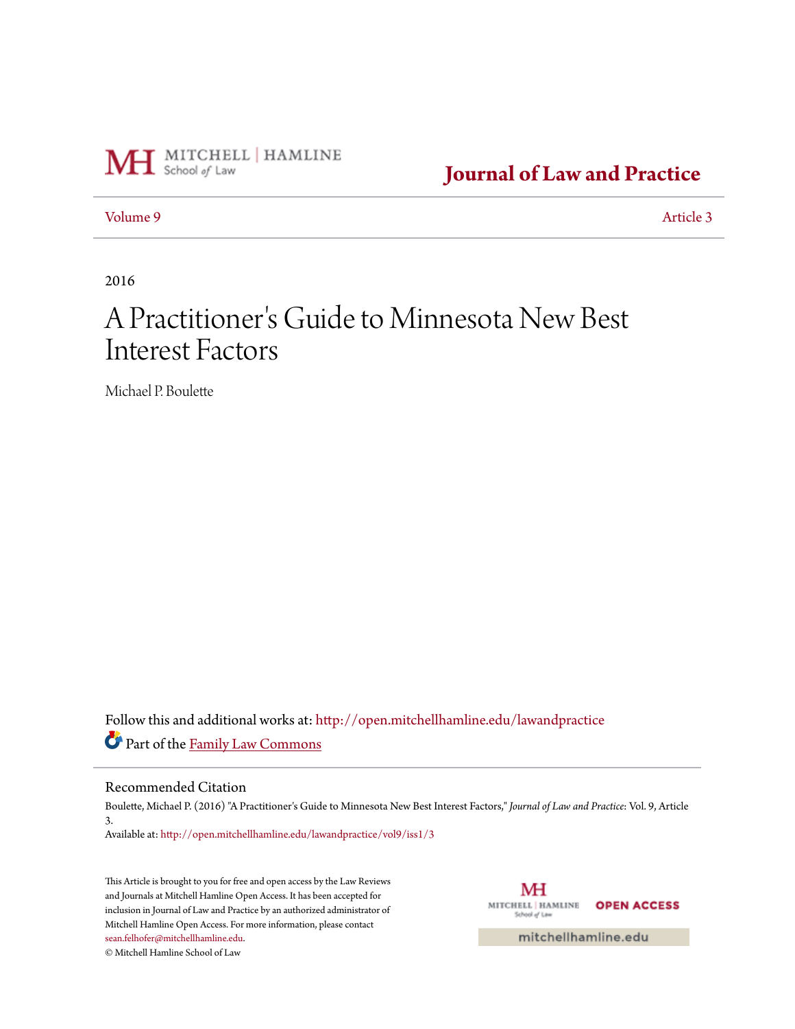MITCHELL | HAMLINE School of Law

**Journal of Law and Practice**

Volume 9 Article 3

2016

# A Practitioner's Guide to Minnesota New Best Interest Factors

Michael P. Boulette

Follow this and additional works at: http://open.mitchellhamline.edu/lawandpractice

Part of the Family Law Commons

## Recommended Citation

Boulette, Michael P. (2016) "A Practitioner's Guide to Minnesota New Best Interest Factors," *Journal of Law and Practice*: Vol. 9, Article 3.

Available at: http://open.mitchellhamline.edu/lawandpractice/vol9/iss1/3

This Article is brought to you for free and open access by the Law Reviews and Journals at Mitchell Hamline Open Access. It has been accepted for inclusion in Journal of Law and Practice by an authorized administrator of Mitchell Hamline Open Access. For more information, please contact sean.felhofer@mitchellhamline.edu.

© Mitchell Hamline School of Law

MITCHELL | HAMLINE School of Law OPEN ACCESS

mitchellhamline.edu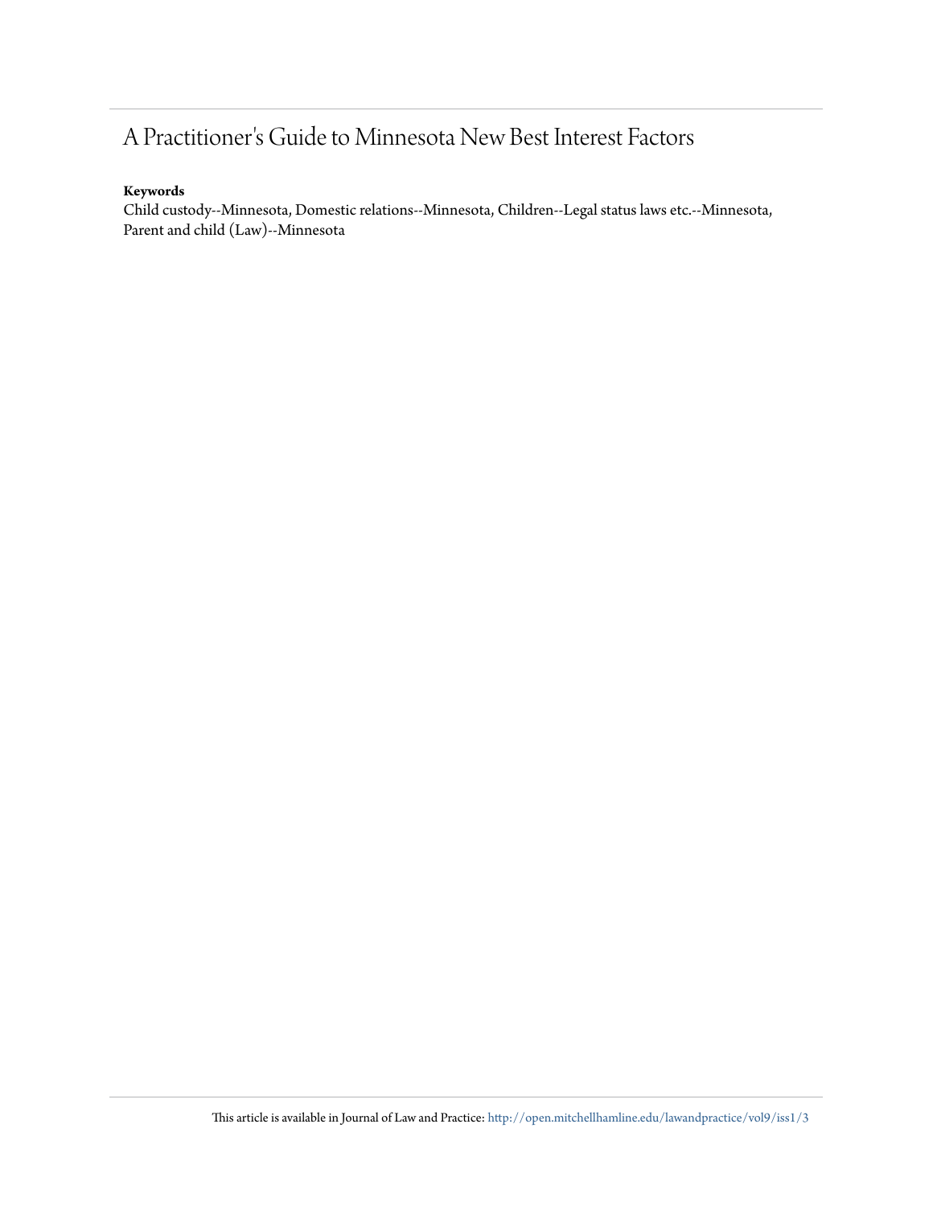# A Practitioner's Guide to Minnesota New Best Interest Factors

**Keywords**

Child custody--Minnesota, Domestic relations--Minnesota, Children--Legal status laws etc.--Minnesota, Parent and child (Law)--Minnesota

This article is available in Journal of Law and Practice: http://open.mitchellhamline.edu/lawandpractice/vol9/iss1/3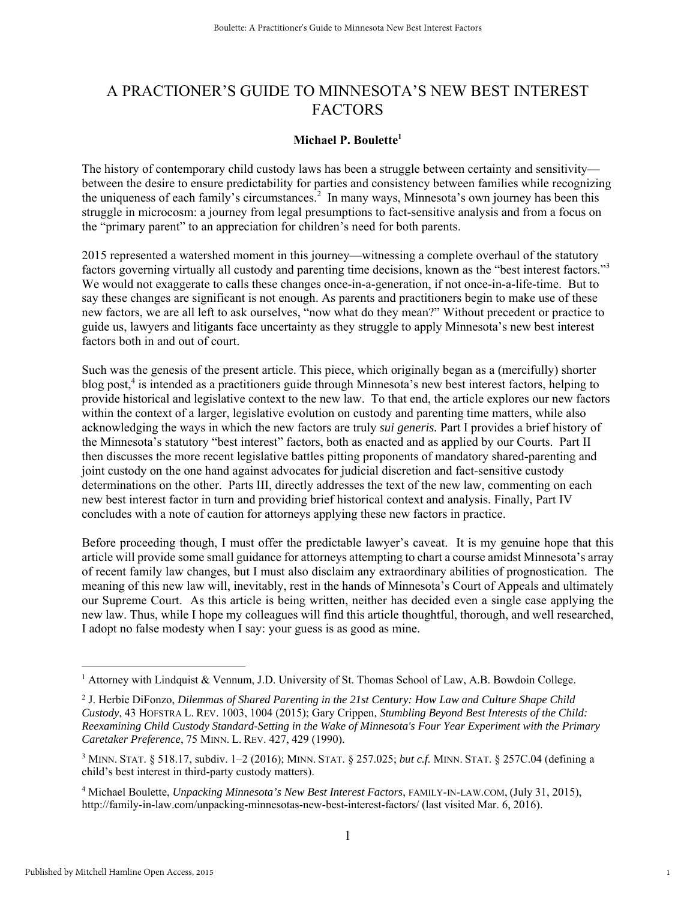# A PRACTIONER'S GUIDE TO MINNESOTA'S NEW BEST INTEREST FACTORS

**Michael P. Boulette**[1]

The history of contemporary child custody laws has been a struggle between certainty and sensitivity—between the desire to ensure predictability for parties and consistency between families while recognizing the uniqueness of each family's circumstances.[2] In many ways, Minnesota's own journey has been this struggle in microcosm: a journey from legal presumptions to fact-sensitive analysis and from a focus on the "primary parent" to an appreciation for children's need for both parents.

2015 represented a watershed moment in this journey—witnessing a complete overhaul of the statutory factors governing virtually all custody and parenting time decisions, known as the "best interest factors."[3] We would not exaggerate to calls these changes once-in-a-generation, if not once-in-a-life-time. But to say these changes are significant is not enough. As parents and practitioners begin to make use of these new factors, we are all left to ask ourselves, "now what do they mean?" Without precedent or practice to guide us, lawyers and litigants face uncertainty as they struggle to apply Minnesota's new best interest factors both in and out of court.

Such was the genesis of the present article. This piece, which originally began as a (mercifully) shorter blog post,[4] is intended as a practitioners guide through Minnesota's new best interest factors, helping to provide historical and legislative context to the new law. To that end, the article explores our new factors within the context of a larger, legislative evolution on custody and parenting time matters, while also acknowledging the ways in which the new factors are truly *sui generis*. Part I provides a brief history of the Minnesota's statutory "best interest" factors, both as enacted and as applied by our Courts. Part II then discusses the more recent legislative battles pitting proponents of mandatory shared-parenting and joint custody on the one hand against advocates for judicial discretion and fact-sensitive custody determinations on the other. Parts III, directly addresses the text of the new law, commenting on each new best interest factor in turn and providing brief historical context and analysis. Finally, Part IV concludes with a note of caution for attorneys applying these new factors in practice.

Before proceeding though, I must offer the predictable lawyer's caveat. It is my genuine hope that this article will provide some small guidance for attorneys attempting to chart a course amidst Minnesota's array of recent family law changes, but I must also disclaim any extraordinary abilities of prognostication. The meaning of this new law will, inevitably, rest in the hands of Minnesota's Court of Appeals and ultimately our Supreme Court. As this article is being written, neither has decided even a single case applying the new law. Thus, while I hope my colleagues will find this article thoughtful, thorough, and well researched, I adopt no false modesty when I say: your guess is as good as mine.

---

[1] Attorney with Lindquist & Vennum, J.D. University of St. Thomas School of Law, A.B. Bowdoin College.

[2] J. Herbie DiFonzo, *Dilemmas of Shared Parenting in the 21st Century: How Law and Culture Shape Child Custody*, 43 HOFSTRA L. REV. 1003, 1004 (2015); Gary Crippen, *Stumbling Beyond Best Interests of the Child: Reexamining Child Custody Standard-Setting in the Wake of Minnesota's Four Year Experiment with the Primary Caretaker Preference*, 75 MINN. L. REV. 427, 429 (1990).

[3] MINN. STAT. § 518.17, subdiv. 1–2 (2016); MINN. STAT. § 257.025; *but c.f.* MINN. STAT. § 257C.04 (defining a child's best interest in third-party custody matters).

[4] Michael Boulette, *Unpacking Minnesota's New Best Interest Factors*, FAMILY-IN-LAW.COM, (July 31, 2015), http://family-in-law.com/unpacking-minnesotas-new-best-interest-factors/ (last visited Mar. 6, 2016).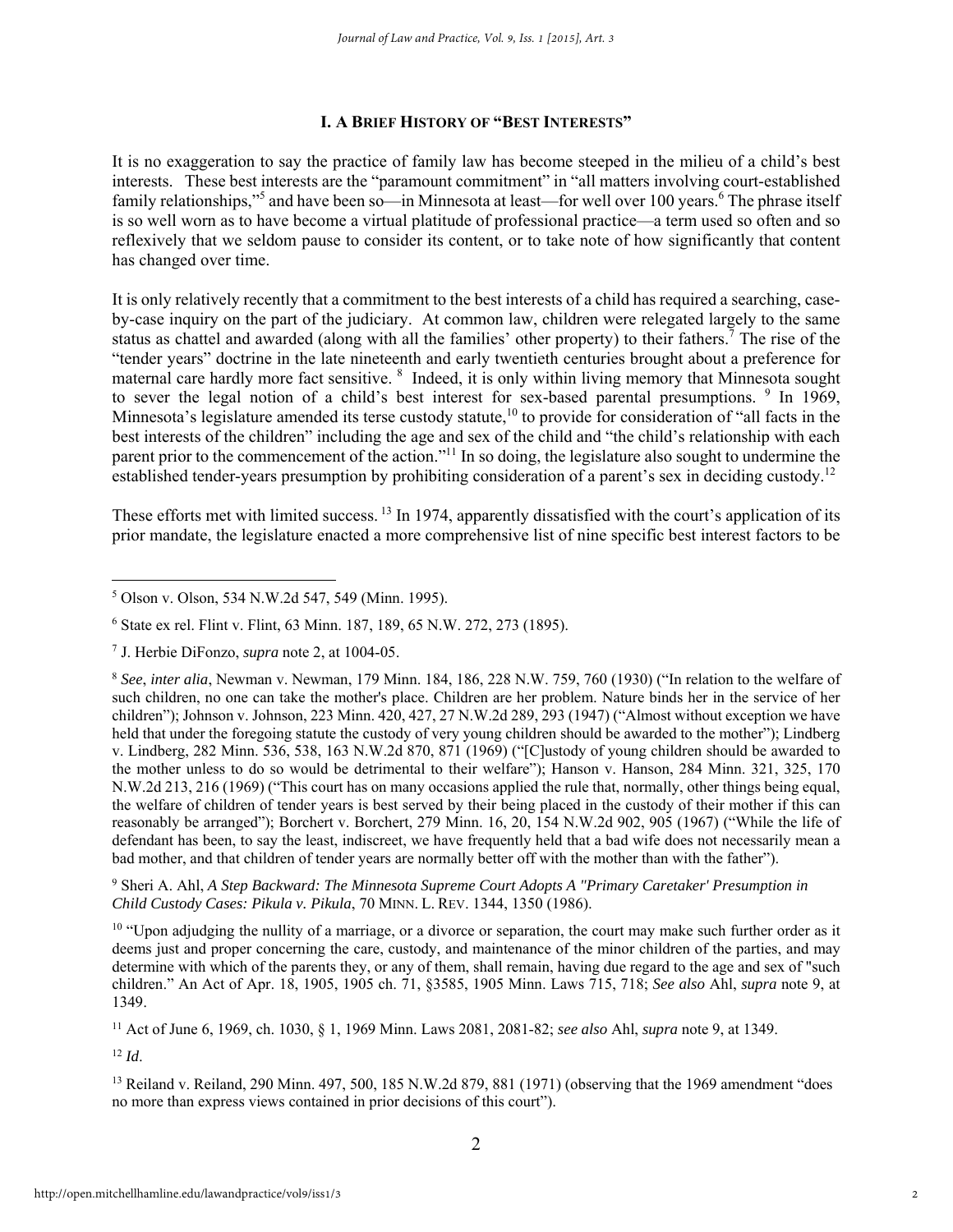## I. A Brief History of "Best Interests"

It is no exaggeration to say the practice of family law has become steeped in the milieu of a child's best interests. These best interests are the "paramount commitment" in "all matters involving court-established family relationships,"[5] and have been so—in Minnesota at least—for well over 100 years.[6] The phrase itself is so well worn as to have become a virtual platitude of professional practice—a term used so often and so reflexively that we seldom pause to consider its content, or to take note of how significantly that content has changed over time.

It is only relatively recently that a commitment to the best interests of a child has required a searching, case-by-case inquiry on the part of the judiciary. At common law, children were relegated largely to the same status as chattel and awarded (along with all the families' other property) to their fathers.[7] The rise of the "tender years" doctrine in the late nineteenth and early twentieth centuries brought about a preference for maternal care hardly more fact sensitive.[8] Indeed, it is only within living memory that Minnesota sought to sever the legal notion of a child's best interest for sex-based parental presumptions.[9] In 1969, Minnesota's legislature amended its terse custody statute,[10] to provide for consideration of "all facts in the best interests of the children" including the age and sex of the child and "the child's relationship with each parent prior to the commencement of the action."[11] In so doing, the legislature also sought to undermine the established tender-years presumption by prohibiting consideration of a parent's sex in deciding custody.[12]

These efforts met with limited success.[13] In 1974, apparently dissatisfied with the court's application of its prior mandate, the legislature enacted a more comprehensive list of nine specific best interest factors to be

---

[5] Olson v. Olson, 534 N.W.2d 547, 549 (Minn. 1995).

[6] State ex rel. Flint v. Flint, 63 Minn. 187, 189, 65 N.W. 272, 273 (1895).

[7] J. Herbie DiFonzo, *supra* note 2, at 1004-05.

[8] *See*, *inter alia*, Newman v. Newman, 179 Minn. 184, 186, 228 N.W. 759, 760 (1930) ("In relation to the welfare of such children, no one can take the mother's place. Children are her problem. Nature binds her in the service of her children"); Johnson v. Johnson, 223 Minn. 420, 427, 27 N.W.2d 289, 293 (1947) ("Almost without exception we have held that under the foregoing statute the custody of very young children should be awarded to the mother"); Lindberg v. Lindberg, 282 Minn. 536, 538, 163 N.W.2d 870, 871 (1969) ("[C]ustody of young children should be awarded to the mother unless to do so would be detrimental to their welfare"); Hanson v. Hanson, 284 Minn. 321, 325, 170 N.W.2d 213, 216 (1969) ("This court has on many occasions applied the rule that, normally, other things being equal, the welfare of children of tender years is best served by their being placed in the custody of their mother if this can reasonably be arranged"); Borchert v. Borchert, 279 Minn. 16, 20, 154 N.W.2d 902, 905 (1967) ("While the life of defendant has been, to say the least, indiscreet, we have frequently held that a bad wife does not necessarily mean a bad mother, and that children of tender years are normally better off with the mother than with the father").

[9] Sheri A. Ahl, *A Step Backward: The Minnesota Supreme Court Adopts A "Primary Caretaker' Presumption in Child Custody Cases: Pikula v. Pikula*, 70 MINN. L. REV. 1344, 1350 (1986).

[10] "Upon adjudging the nullity of a marriage, or a divorce or separation, the court may make such further order as it deems just and proper concerning the care, custody, and maintenance of the minor children of the parties, and may determine with which of the parents they, or any of them, shall remain, having due regard to the age and sex of "such children." An Act of Apr. 18, 1905, 1905 ch. 71, §3585, 1905 Minn. Laws 715, 718; *See also* Ahl, *supra* note 9, at 1349.

[11] Act of June 6, 1969, ch. 1030, § 1, 1969 Minn. Laws 2081, 2081-82; *see also* Ahl, *supra* note 9, at 1349.

[12] *Id*.

[13] Reiland v. Reiland, 290 Minn. 497, 500, 185 N.W.2d 879, 881 (1971) (observing that the 1969 amendment "does no more than express views contained in prior decisions of this court").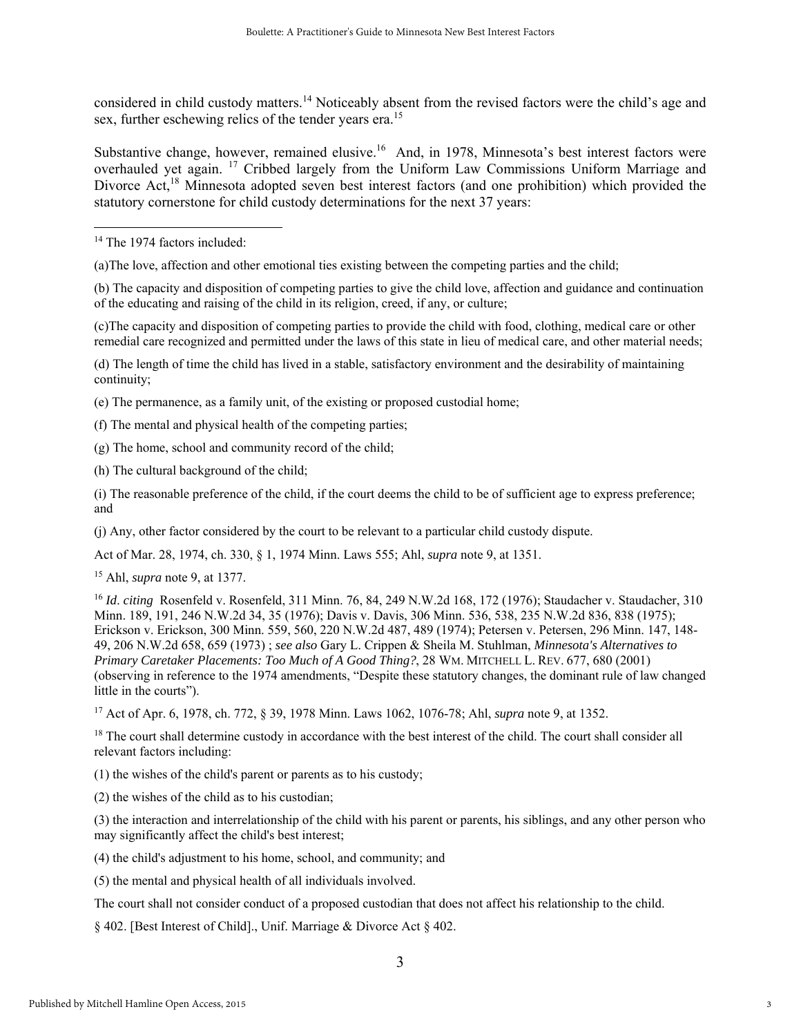considered in child custody matters.[14] Noticeably absent from the revised factors were the child's age and sex, further eschewing relics of the tender years era.[15]

Substantive change, however, remained elusive.[16] And, in 1978, Minnesota's best interest factors were overhauled yet again. [17] Cribbed largely from the Uniform Law Commissions Uniform Marriage and Divorce Act,[18] Minnesota adopted seven best interest factors (and one prohibition) which provided the statutory cornerstone for child custody determinations for the next 37 years:

---

[14] The 1974 factors included:

(a)The love, affection and other emotional ties existing between the competing parties and the child;

(b) The capacity and disposition of competing parties to give the child love, affection and guidance and continuation of the educating and raising of the child in its religion, creed, if any, or culture;

(c)The capacity and disposition of competing parties to provide the child with food, clothing, medical care or other remedial care recognized and permitted under the laws of this state in lieu of medical care, and other material needs;

(d) The length of time the child has lived in a stable, satisfactory environment and the desirability of maintaining continuity;

(e) The permanence, as a family unit, of the existing or proposed custodial home;

(f) The mental and physical health of the competing parties;

(g) The home, school and community record of the child;

(h) The cultural background of the child;

(i) The reasonable preference of the child, if the court deems the child to be of sufficient age to express preference; and

(j) Any, other factor considered by the court to be relevant to a particular child custody dispute.

Act of Mar. 28, 1974, ch. 330, § 1, 1974 Minn. Laws 555; Ahl, *supra* note 9, at 1351.

[15] Ahl, *supra* note 9, at 1377.

[16] *Id*. *citing* Rosenfeld v. Rosenfeld, 311 Minn. 76, 84, 249 N.W.2d 168, 172 (1976); Staudacher v. Staudacher, 310 Minn. 189, 191, 246 N.W.2d 34, 35 (1976); Davis v. Davis, 306 Minn. 536, 538, 235 N.W.2d 836, 838 (1975); Erickson v. Erickson, 300 Minn. 559, 560, 220 N.W.2d 487, 489 (1974); Petersen v. Petersen, 296 Minn. 147, 148-49, 206 N.W.2d 658, 659 (1973) ; *see also* Gary L. Crippen & Sheila M. Stuhlman, *Minnesota's Alternatives to Primary Caretaker Placements: Too Much of A Good Thing?*, 28 WM. MITCHELL L. REV. 677, 680 (2001) (observing in reference to the 1974 amendments, "Despite these statutory changes, the dominant rule of law changed little in the courts").

[17] Act of Apr. 6, 1978, ch. 772, § 39, 1978 Minn. Laws 1062, 1076-78; Ahl, *supra* note 9, at 1352.

[18] The court shall determine custody in accordance with the best interest of the child. The court shall consider all relevant factors including:

(1) the wishes of the child's parent or parents as to his custody;

(2) the wishes of the child as to his custodian;

(3) the interaction and interrelationship of the child with his parent or parents, his siblings, and any other person who may significantly affect the child's best interest;

(4) the child's adjustment to his home, school, and community; and

(5) the mental and physical health of all individuals involved.

The court shall not consider conduct of a proposed custodian that does not affect his relationship to the child.

§ 402. [Best Interest of Child]., Unif. Marriage & Divorce Act § 402.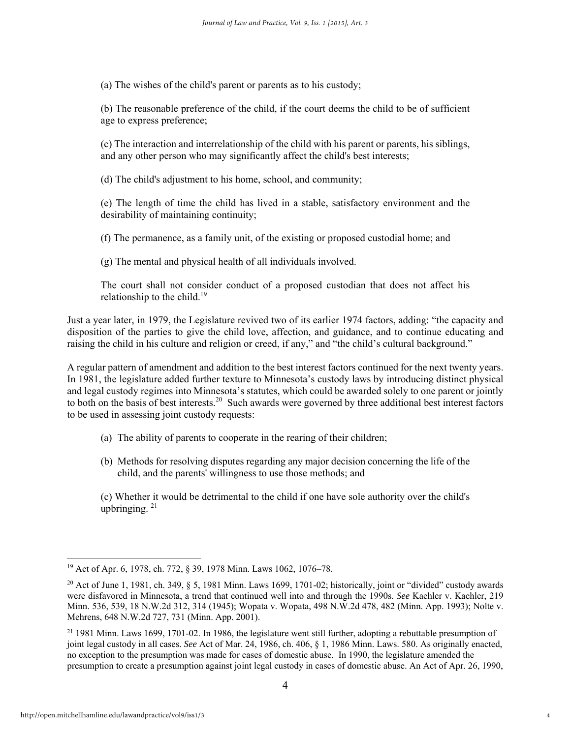(a) The wishes of the child's parent or parents as to his custody;

(b) The reasonable preference of the child, if the court deems the child to be of sufficient age to express preference;

(c) The interaction and interrelationship of the child with his parent or parents, his siblings, and any other person who may significantly affect the child's best interests;

(d) The child's adjustment to his home, school, and community;

(e) The length of time the child has lived in a stable, satisfactory environment and the desirability of maintaining continuity;

(f) The permanence, as a family unit, of the existing or proposed custodial home; and

(g) The mental and physical health of all individuals involved.

The court shall not consider conduct of a proposed custodian that does not affect his relationship to the child.[19]

Just a year later, in 1979, the Legislature revived two of its earlier 1974 factors, adding: "the capacity and disposition of the parties to give the child love, affection, and guidance, and to continue educating and raising the child in his culture and religion or creed, if any," and "the child's cultural background."

A regular pattern of amendment and addition to the best interest factors continued for the next twenty years. In 1981, the legislature added further texture to Minnesota's custody laws by introducing distinct physical and legal custody regimes into Minnesota's statutes, which could be awarded solely to one parent or jointly to both on the basis of best interests.[20] Such awards were governed by three additional best interest factors to be used in assessing joint custody requests:

(a) The ability of parents to cooperate in the rearing of their children;

(b) Methods for resolving disputes regarding any major decision concerning the life of the child, and the parents' willingness to use those methods; and

(c) Whether it would be detrimental to the child if one have sole authority over the child's upbringing. [21]

---

[19] Act of Apr. 6, 1978, ch. 772, § 39, 1978 Minn. Laws 1062, 1076–78.

[20] Act of June 1, 1981, ch. 349, § 5, 1981 Minn. Laws 1699, 1701-02; historically, joint or "divided" custody awards were disfavored in Minnesota, a trend that continued well into and through the 1990s. *See* Kaehler v. Kaehler, 219 Minn. 536, 539, 18 N.W.2d 312, 314 (1945); Wopata v. Wopata, 498 N.W.2d 478, 482 (Minn. App. 1993); Nolte v. Mehrens, 648 N.W.2d 727, 731 (Minn. App. 2001).

[21] 1981 Minn. Laws 1699, 1701-02. In 1986, the legislature went still further, adopting a rebuttable presumption of joint legal custody in all cases. *See* Act of Mar. 24, 1986, ch. 406, § 1, 1986 Minn. Laws. 580. As originally enacted, no exception to the presumption was made for cases of domestic abuse. In 1990, the legislature amended the presumption to create a presumption against joint legal custody in cases of domestic abuse. An Act of Apr. 26, 1990,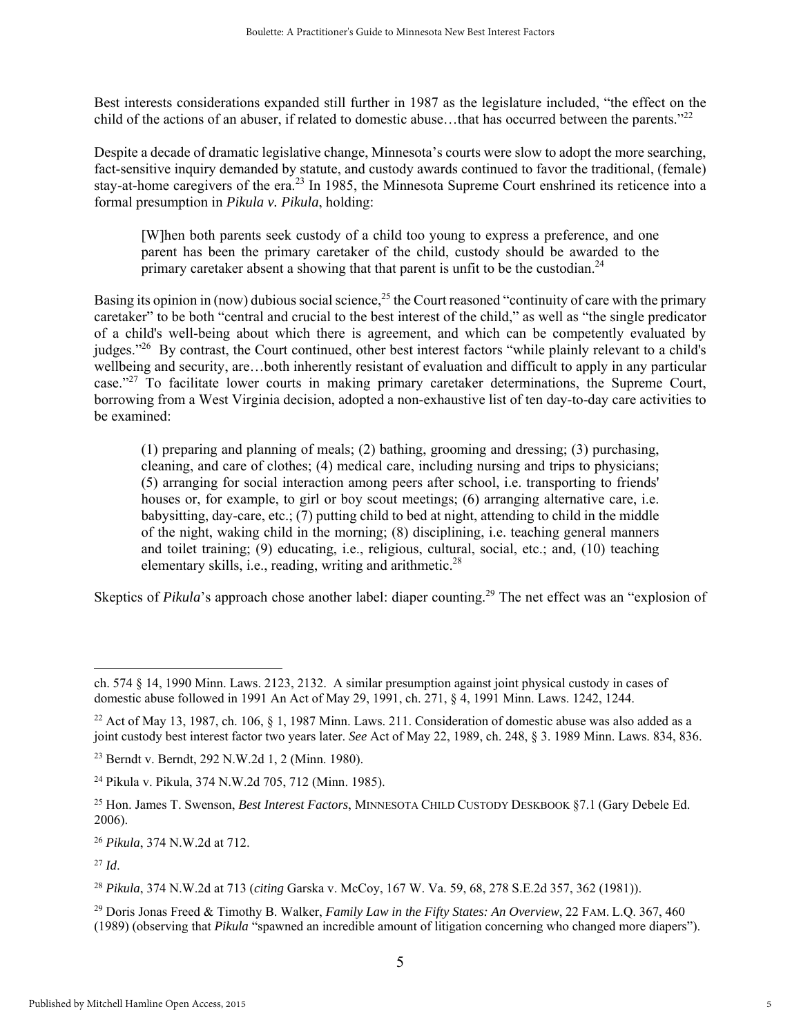Best interests considerations expanded still further in 1987 as the legislature included, "the effect on the child of the actions of an abuser, if related to domestic abuse…that has occurred between the parents."[22]

Despite a decade of dramatic legislative change, Minnesota's courts were slow to adopt the more searching, fact-sensitive inquiry demanded by statute, and custody awards continued to favor the traditional, (female) stay-at-home caregivers of the era.[23] In 1985, the Minnesota Supreme Court enshrined its reticence into a formal presumption in ***Pikula v. Pikula***, holding:

> [W]hen both parents seek custody of a child too young to express a preference, and one parent has been the primary caretaker of the child, custody should be awarded to the primary caretaker absent a showing that that parent is unfit to be the custodian.[24]

Basing its opinion in (now) dubious social science,[25] the Court reasoned "continuity of care with the primary caretaker" to be both "central and crucial to the best interest of the child," as well as "the single predicator of a child's well-being about which there is agreement, and which can be competently evaluated by judges."[26] By contrast, the Court continued, other best interest factors "while plainly relevant to a child's wellbeing and security, are…both inherently resistant of evaluation and difficult to apply in any particular case."[27] To facilitate lower courts in making primary caretaker determinations, the Supreme Court, borrowing from a West Virginia decision, adopted a non-exhaustive list of ten day-to-day care activities to be examined:

> (1) preparing and planning of meals; (2) bathing, grooming and dressing; (3) purchasing, cleaning, and care of clothes; (4) medical care, including nursing and trips to physicians; (5) arranging for social interaction among peers after school, i.e. transporting to friends' houses or, for example, to girl or boy scout meetings; (6) arranging alternative care, i.e. babysitting, day-care, etc.; (7) putting child to bed at night, attending to child in the middle of the night, waking child in the morning; (8) disciplining, i.e. teaching general manners and toilet training; (9) educating, i.e., religious, cultural, social, etc.; and, (10) teaching elementary skills, i.e., reading, writing and arithmetic.[28]

Skeptics of ***Pikula***'s approach chose another label: diaper counting.[29] The net effect was an "explosion of

---

ch. 574 § 14, 1990 Minn. Laws. 2123, 2132. A similar presumption against joint physical custody in cases of domestic abuse followed in 1991 An Act of May 29, 1991, ch. 271, § 4, 1991 Minn. Laws. 1242, 1244.

[22] Act of May 13, 1987, ch. 106, § 1, 1987 Minn. Laws. 211. Consideration of domestic abuse was also added as a joint custody best interest factor two years later. *See* Act of May 22, 1989, ch. 248, § 3. 1989 Minn. Laws. 834, 836.

[23] Berndt v. Berndt, 292 N.W.2d 1, 2 (Minn. 1980).

[24] Pikula v. Pikula, 374 N.W.2d 705, 712 (Minn. 1985).

[25] Hon. James T. Swenson, *Best Interest Factors*, MINNESOTA CHILD CUSTODY DESKBOOK §7.1 (Gary Debele Ed. 2006).

[26] *Pikula*, 374 N.W.2d at 712.

[27] *Id*.

[28] *Pikula*, 374 N.W.2d at 713 (*citing* Garska v. McCoy, 167 W. Va. 59, 68, 278 S.E.2d 357, 362 (1981)).

[29] Doris Jonas Freed & Timothy B. Walker, *Family Law in the Fifty States: An Overview*, 22 FAM. L.Q. 367, 460 (1989) (observing that *Pikula* "spawned an incredible amount of litigation concerning who changed more diapers").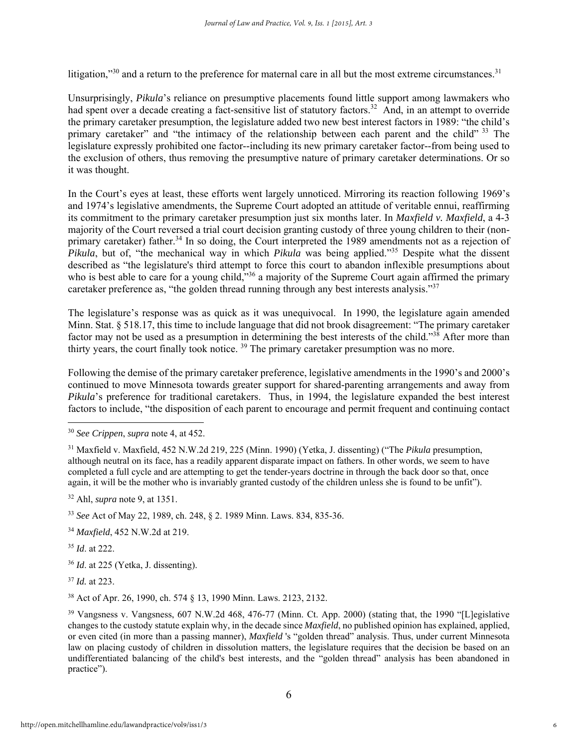litigation,"[30] and a return to the preference for maternal care in all but the most extreme circumstances.[31]

Unsurprisingly, *Pikula*'s reliance on presumptive placements found little support among lawmakers who had spent over a decade creating a fact-sensitive list of statutory factors.[32] And, in an attempt to override the primary caretaker presumption, the legislature added two new best interest factors in 1989: "the child's primary caretaker" and "the intimacy of the relationship between each parent and the child" [33] The legislature expressly prohibited one factor--including its new primary caretaker factor--from being used to the exclusion of others, thus removing the presumptive nature of primary caretaker determinations. Or so it was thought.

In the Court's eyes at least, these efforts went largely unnoticed. Mirroring its reaction following 1969's and 1974's legislative amendments, the Supreme Court adopted an attitude of veritable ennui, reaffirming its commitment to the primary caretaker presumption just six months later. In *Maxfield v. Maxfield*, a 4-3 majority of the Court reversed a trial court decision granting custody of three young children to their (non-primary caretaker) father.[34] In so doing, the Court interpreted the 1989 amendments not as a rejection of *Pikula*, but of, "the mechanical way in which *Pikula* was being applied."[35] Despite what the dissent described as "the legislature's third attempt to force this court to abandon inflexible presumptions about who is best able to care for a young child,"[36] a majority of the Supreme Court again affirmed the primary caretaker preference as, "the golden thread running through any best interests analysis."[37]

The legislature's response was as quick as it was unequivocal. In 1990, the legislature again amended Minn. Stat. § 518.17, this time to include language that did not brook disagreement: "The primary caretaker factor may not be used as a presumption in determining the best interests of the child."[38] After more than thirty years, the court finally took notice. [39] The primary caretaker presumption was no more.

Following the demise of the primary caretaker preference, legislative amendments in the 1990's and 2000's continued to move Minnesota towards greater support for shared-parenting arrangements and away from *Pikula*'s preference for traditional caretakers. Thus, in 1994, the legislature expanded the best interest factors to include, "the disposition of each parent to encourage and permit frequent and continuing contact

---

[30] *See Crippen*, *supra* note 4, at 452.

[31] Maxfield v. Maxfield, 452 N.W.2d 219, 225 (Minn. 1990) (Yetka, J. dissenting) ("The *Pikula* presumption, although neutral on its face, has a readily apparent disparate impact on fathers. In other words, we seem to have completed a full cycle and are attempting to get the tender-years doctrine in through the back door so that, once again, it will be the mother who is invariably granted custody of the children unless she is found to be unfit").

[32] Ahl, *supra* note 9, at 1351.

[33] *See* Act of May 22, 1989, ch. 248, § 2. 1989 Minn. Laws. 834, 835-36.

[34] *Maxfield*, 452 N.W.2d at 219.

[35] *Id*. at 222.

[36] *Id*. at 225 (Yetka, J. dissenting).

[37] *Id.* at 223.

[38] Act of Apr. 26, 1990, ch. 574 § 13, 1990 Minn. Laws. 2123, 2132.

[39] Vangsness v. Vangsness, 607 N.W.2d 468, 476-77 (Minn. Ct. App. 2000) (stating that, the 1990 "[L]egislative changes to the custody statute explain why, in the decade since *Maxfield*, no published opinion has explained, applied, or even cited (in more than a passing manner), *Maxfield* 's "golden thread" analysis. Thus, under current Minnesota law on placing custody of children in dissolution matters, the legislature requires that the decision be based on an undifferentiated balancing of the child's best interests, and the "golden thread" analysis has been abandoned in practice").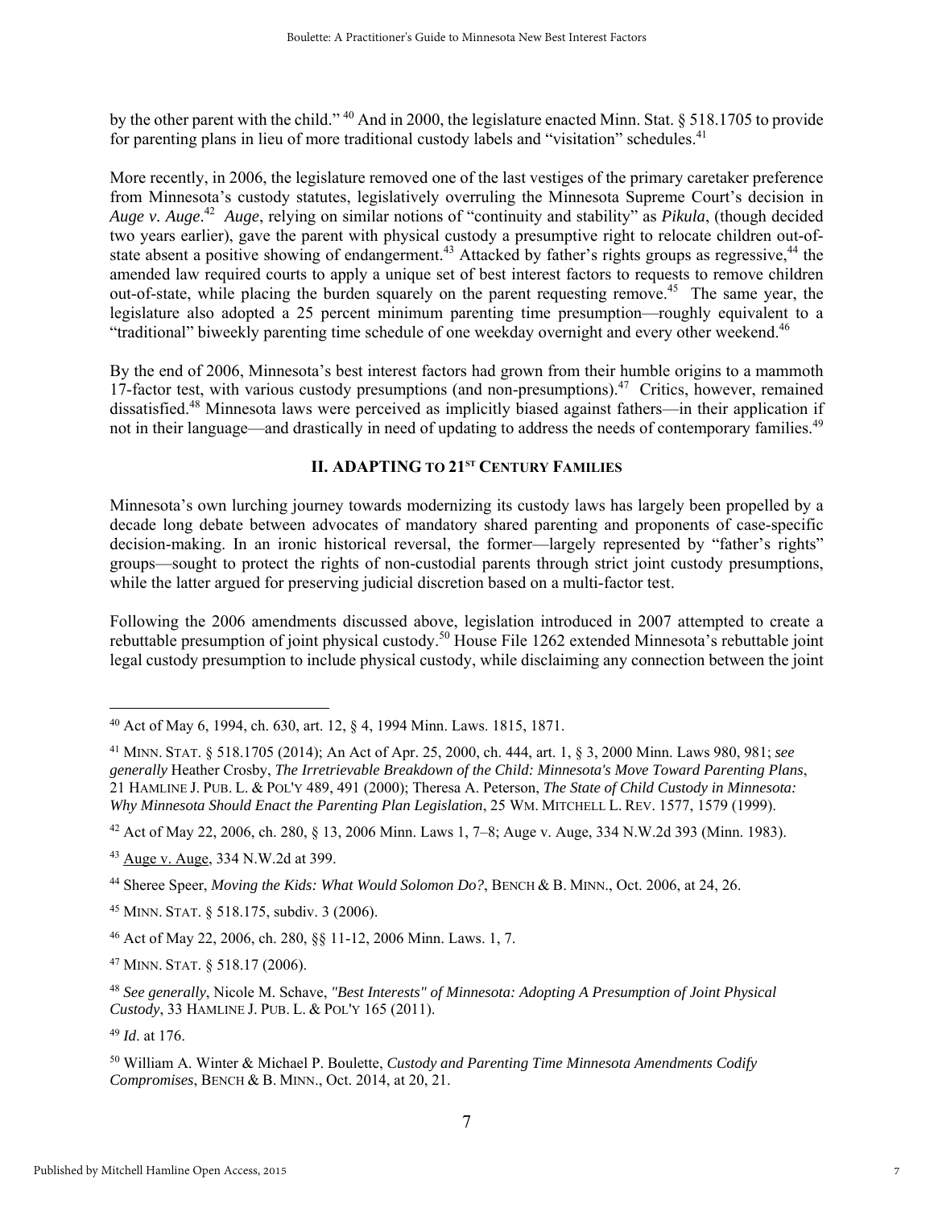by the other parent with the child." [40] And in 2000, the legislature enacted Minn. Stat. § 518.1705 to provide for parenting plans in lieu of more traditional custody labels and "visitation" schedules.[41]

More recently, in 2006, the legislature removed one of the last vestiges of the primary caretaker preference from Minnesota's custody statutes, legislatively overruling the Minnesota Supreme Court's decision in *Auge v. Auge*.[42] *Auge*, relying on similar notions of "continuity and stability" as *Pikula*, (though decided two years earlier), gave the parent with physical custody a presumptive right to relocate children out-of-state absent a positive showing of endangerment.[43] Attacked by father's rights groups as regressive,[44] the amended law required courts to apply a unique set of best interest factors to requests to remove children out-of-state, while placing the burden squarely on the parent requesting remove.[45] The same year, the legislature also adopted a 25 percent minimum parenting time presumption—roughly equivalent to a "traditional" biweekly parenting time schedule of one weekday overnight and every other weekend.[46]

By the end of 2006, Minnesota's best interest factors had grown from their humble origins to a mammoth 17-factor test, with various custody presumptions (and non-presumptions).[47] Critics, however, remained dissatisfied.[48] Minnesota laws were perceived as implicitly biased against fathers—in their application if not in their language—and drastically in need of updating to address the needs of contemporary families.[49]

## II. ADAPTING TO 21ST CENTURY FAMILIES

Minnesota's own lurching journey towards modernizing its custody laws has largely been propelled by a decade long debate between advocates of mandatory shared parenting and proponents of case-specific decision-making. In an ironic historical reversal, the former—largely represented by "father's rights" groups—sought to protect the rights of non-custodial parents through strict joint custody presumptions, while the latter argued for preserving judicial discretion based on a multi-factor test.

Following the 2006 amendments discussed above, legislation introduced in 2007 attempted to create a rebuttable presumption of joint physical custody.[50] House File 1262 extended Minnesota's rebuttable joint legal custody presumption to include physical custody, while disclaiming any connection between the joint

---

[40] Act of May 6, 1994, ch. 630, art. 12, § 4, 1994 Minn. Laws. 1815, 1871.

[41] MINN. STAT. § 518.1705 (2014); An Act of Apr. 25, 2000, ch. 444, art. 1, § 3, 2000 Minn. Laws 980, 981; *see generally* Heather Crosby, *The Irretrievable Breakdown of the Child: Minnesota's Move Toward Parenting Plans*, 21 HAMLINE J. PUB. L. & POL'Y 489, 491 (2000); Theresa A. Peterson, *The State of Child Custody in Minnesota: Why Minnesota Should Enact the Parenting Plan Legislation*, 25 WM. MITCHELL L. REV. 1577, 1579 (1999).

[42] Act of May 22, 2006, ch. 280, § 13, 2006 Minn. Laws 1, 7–8; Auge v. Auge, 334 N.W.2d 393 (Minn. 1983).

[43] Auge v. Auge, 334 N.W.2d at 399.

[44] Sheree Speer, *Moving the Kids: What Would Solomon Do?*, BENCH & B. MINN., Oct. 2006, at 24, 26.

[45] MINN. STAT. § 518.175, subdiv. 3 (2006).

[46] Act of May 22, 2006, ch. 280, §§ 11-12, 2006 Minn. Laws. 1, 7.

[47] MINN. STAT. § 518.17 (2006).

[48] *See generally*, Nicole M. Schave, *"Best Interests" of Minnesota: Adopting A Presumption of Joint Physical Custody*, 33 HAMLINE J. PUB. L. & POL'Y 165 (2011).

[49] *Id*. at 176.

[50] William A. Winter & Michael P. Boulette, *Custody and Parenting Time Minnesota Amendments Codify Compromises*, BENCH & B. MINN., Oct. 2014, at 20, 21.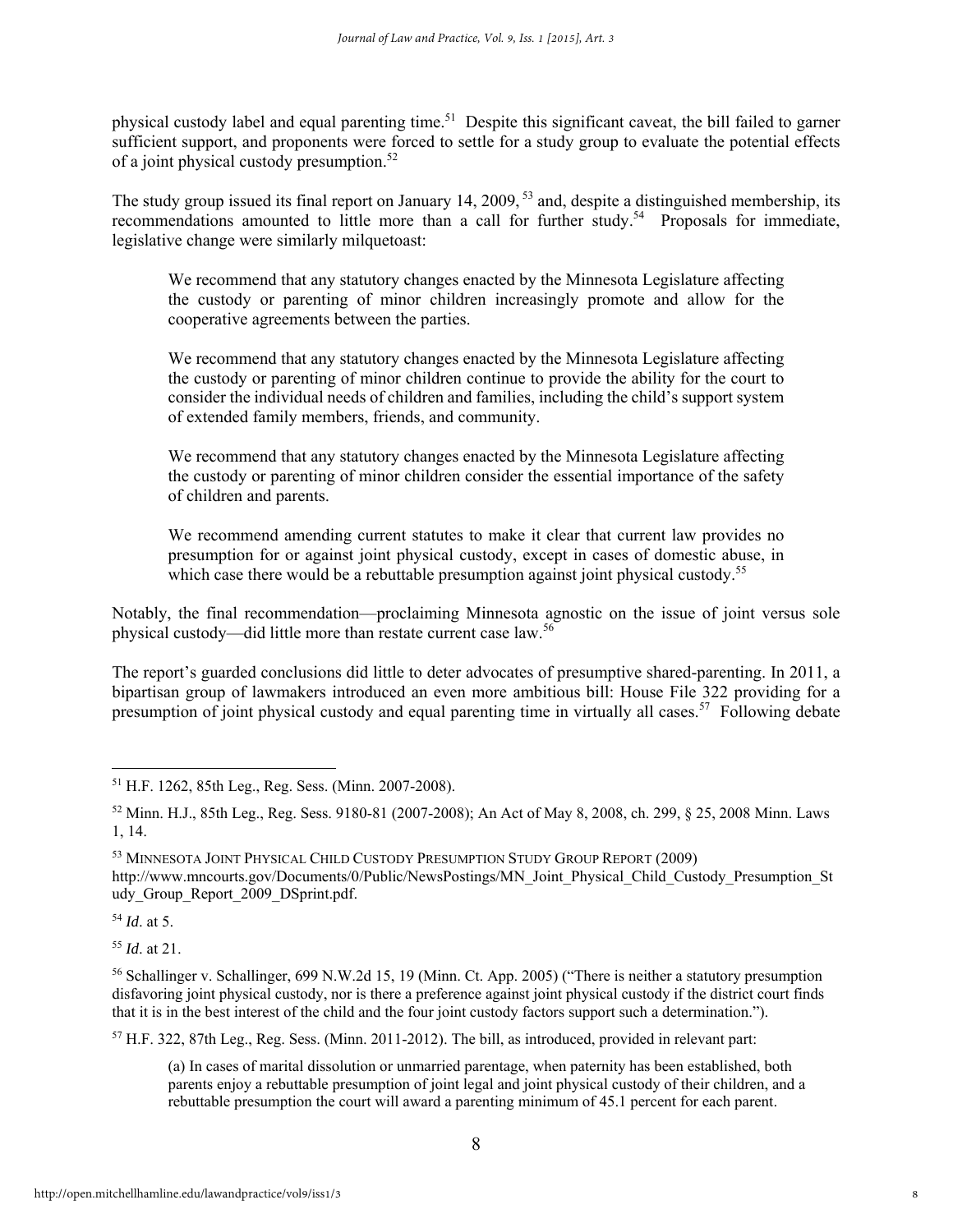physical custody label and equal parenting time.[51] Despite this significant caveat, the bill failed to garner sufficient support, and proponents were forced to settle for a study group to evaluate the potential effects of a joint physical custody presumption.[52]

The study group issued its final report on January 14, 2009,[53] and, despite a distinguished membership, its recommendations amounted to little more than a call for further study.[54] Proposals for immediate, legislative change were similarly milquetoast:

> We recommend that any statutory changes enacted by the Minnesota Legislature affecting the custody or parenting of minor children increasingly promote and allow for the cooperative agreements between the parties.
>
> We recommend that any statutory changes enacted by the Minnesota Legislature affecting the custody or parenting of minor children continue to provide the ability for the court to consider the individual needs of children and families, including the child's support system of extended family members, friends, and community.
>
> We recommend that any statutory changes enacted by the Minnesota Legislature affecting the custody or parenting of minor children consider the essential importance of the safety of children and parents.
>
> We recommend amending current statutes to make it clear that current law provides no presumption for or against joint physical custody, except in cases of domestic abuse, in which case there would be a rebuttable presumption against joint physical custody.[55]

Notably, the final recommendation—proclaiming Minnesota agnostic on the issue of joint versus sole physical custody—did little more than restate current case law.[56]

The report's guarded conclusions did little to deter advocates of presumptive shared-parenting. In 2011, a bipartisan group of lawmakers introduced an even more ambitious bill: House File 322 providing for a presumption of joint physical custody and equal parenting time in virtually all cases.[57] Following debate

---

[51] H.F. 1262, 85th Leg., Reg. Sess. (Minn. 2007-2008).

[52] Minn. H.J., 85th Leg., Reg. Sess. 9180-81 (2007-2008); An Act of May 8, 2008, ch. 299, § 25, 2008 Minn. Laws 1, 14.

[53] MINNESOTA JOINT PHYSICAL CHILD CUSTODY PRESUMPTION STUDY GROUP REPORT (2009) http://www.mncourts.gov/Documents/0/Public/NewsPostings/MN_Joint_Physical_Child_Custody_Presumption_Study_Group_Report_2009_DSprint.pdf.

[54] *Id*. at 5.

[55] *Id*. at 21.

[56] Schallinger v. Schallinger, 699 N.W.2d 15, 19 (Minn. Ct. App. 2005) ("There is neither a statutory presumption disfavoring joint physical custody, nor is there a preference against joint physical custody if the district court finds that it is in the best interest of the child and the four joint custody factors support such a determination.").

[57] H.F. 322, 87th Leg., Reg. Sess. (Minn. 2011-2012). The bill, as introduced, provided in relevant part:

> (a) In cases of marital dissolution or unmarried parentage, when paternity has been established, both parents enjoy a rebuttable presumption of joint legal and joint physical custody of their children, and a rebuttable presumption the court will award a parenting minimum of 45.1 percent for each parent.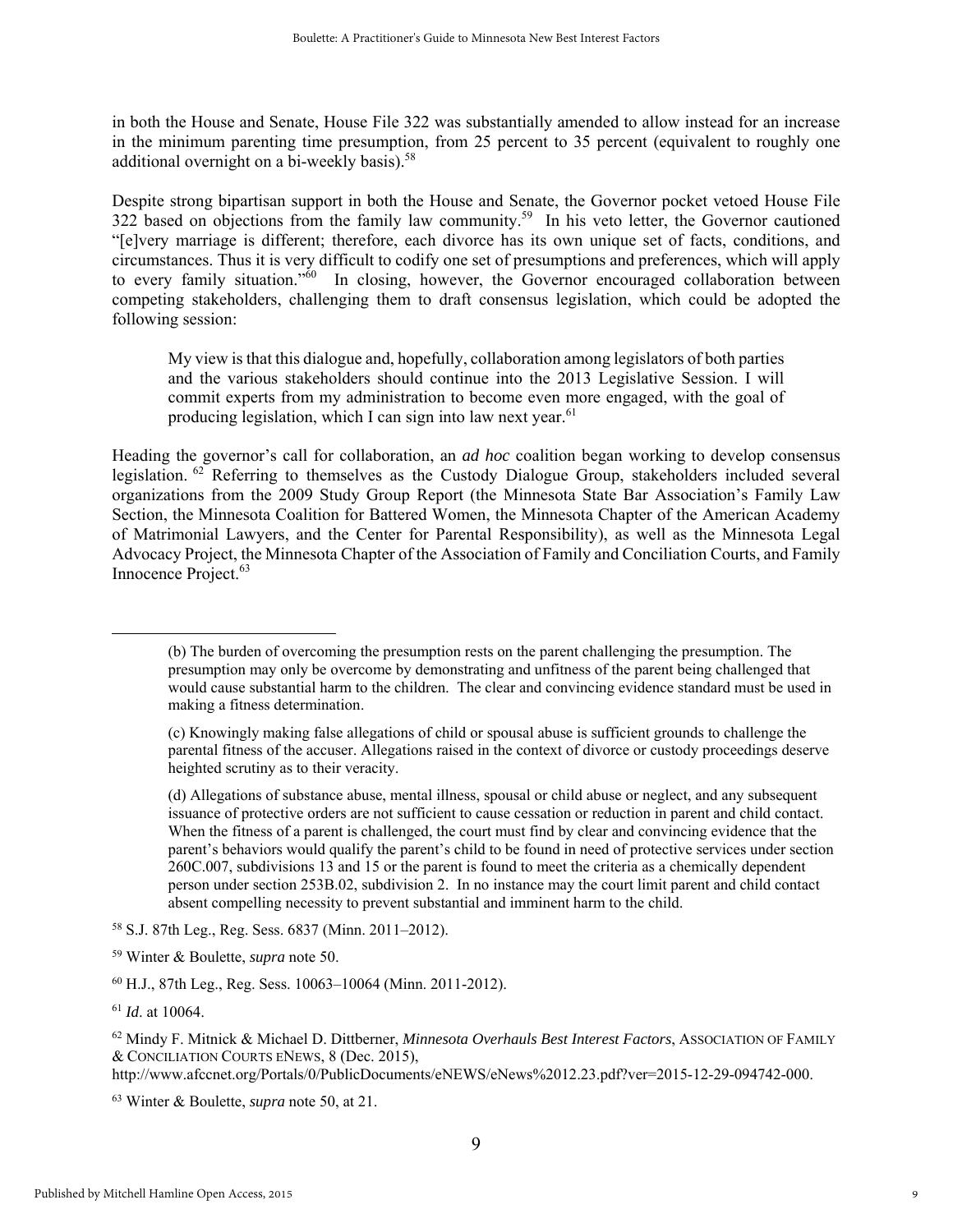in both the House and Senate, House File 322 was substantially amended to allow instead for an increase in the minimum parenting time presumption, from 25 percent to 35 percent (equivalent to roughly one additional overnight on a bi-weekly basis).[58]

Despite strong bipartisan support in both the House and Senate, the Governor pocket vetoed House File 322 based on objections from the family law community.[59] In his veto letter, the Governor cautioned "[e]very marriage is different; therefore, each divorce has its own unique set of facts, conditions, and circumstances. Thus it is very difficult to codify one set of presumptions and preferences, which will apply to every family situation."[60] In closing, however, the Governor encouraged collaboration between competing stakeholders, challenging them to draft consensus legislation, which could be adopted the following session:

> My view is that this dialogue and, hopefully, collaboration among legislators of both parties and the various stakeholders should continue into the 2013 Legislative Session. I will commit experts from my administration to become even more engaged, with the goal of producing legislation, which I can sign into law next year.[61]

Heading the governor's call for collaboration, an *ad hoc* coalition began working to develop consensus legislation.[62] Referring to themselves as the Custody Dialogue Group, stakeholders included several organizations from the 2009 Study Group Report (the Minnesota State Bar Association's Family Law Section, the Minnesota Coalition for Battered Women, the Minnesota Chapter of the American Academy of Matrimonial Lawyers, and the Center for Parental Responsibility), as well as the Minnesota Legal Advocacy Project, the Minnesota Chapter of the Association of Family and Conciliation Courts, and Family Innocence Project.[63]

---

> (b) The burden of overcoming the presumption rests on the parent challenging the presumption. The presumption may only be overcome by demonstrating and unfitness of the parent being challenged that would cause substantial harm to the children. The clear and convincing evidence standard must be used in making a fitness determination.
>
> (c) Knowingly making false allegations of child or spousal abuse is sufficient grounds to challenge the parental fitness of the accuser. Allegations raised in the context of divorce or custody proceedings deserve heighted scrutiny as to their veracity.
>
> (d) Allegations of substance abuse, mental illness, spousal or child abuse or neglect, and any subsequent issuance of protective orders are not sufficient to cause cessation or reduction in parent and child contact. When the fitness of a parent is challenged, the court must find by clear and convincing evidence that the parent's behaviors would qualify the parent's child to be found in need of protective services under section 260C.007, subdivisions 13 and 15 or the parent is found to meet the criteria as a chemically dependent person under section 253B.02, subdivision 2. In no instance may the court limit parent and child contact absent compelling necessity to prevent substantial and imminent harm to the child.

[58] S.J. 87th Leg., Reg. Sess. 6837 (Minn. 2011–2012).

[59] Winter & Boulette, *supra* note 50.

[60] H.J., 87th Leg., Reg. Sess. 10063–10064 (Minn. 2011-2012).

[61] *Id*. at 10064.

[62] Mindy F. Mitnick & Michael D. Dittberner, *Minnesota Overhauls Best Interest Factors*, ASSOCIATION OF FAMILY & CONCILIATION COURTS ENEWS, 8 (Dec. 2015), http://www.afccnet.org/Portals/0/PublicDocuments/eNEWS/eNews%2012.23.pdf?ver=2015-12-29-094742-000.

[63] Winter & Boulette, *supra* note 50, at 21.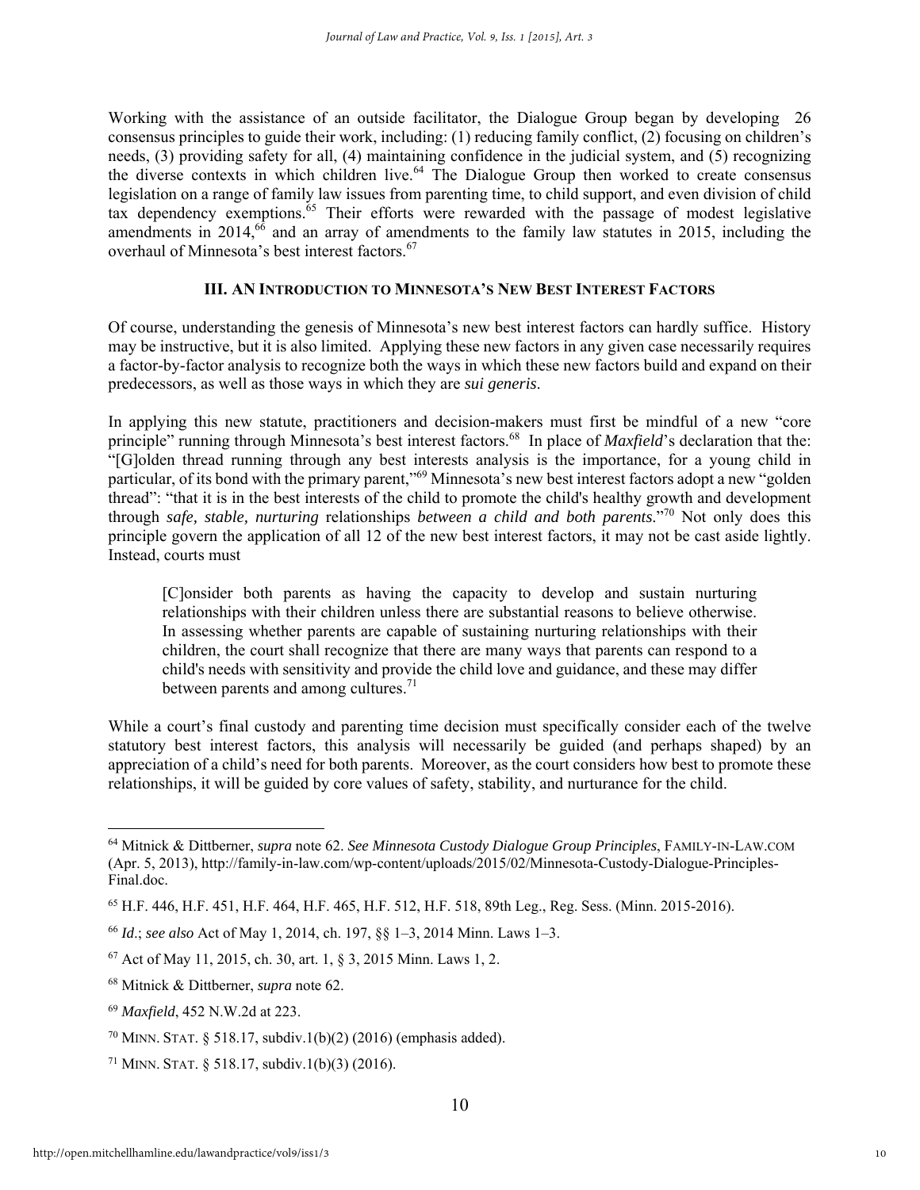Working with the assistance of an outside facilitator, the Dialogue Group began by developing 26 consensus principles to guide their work, including: (1) reducing family conflict, (2) focusing on children's needs, (3) providing safety for all, (4) maintaining confidence in the judicial system, and (5) recognizing the diverse contexts in which children live.[64] The Dialogue Group then worked to create consensus legislation on a range of family law issues from parenting time, to child support, and even division of child tax dependency exemptions.[65] Their efforts were rewarded with the passage of modest legislative amendments in 2014,[66] and an array of amendments to the family law statutes in 2015, including the overhaul of Minnesota's best interest factors.[67]

## III. AN INTRODUCTION TO MINNESOTA'S NEW BEST INTEREST FACTORS

Of course, understanding the genesis of Minnesota's new best interest factors can hardly suffice. History may be instructive, but it is also limited. Applying these new factors in any given case necessarily requires a factor-by-factor analysis to recognize both the ways in which these new factors build and expand on their predecessors, as well as those ways in which they are ***sui generis***.

In applying this new statute, practitioners and decision-makers must first be mindful of a new "core principle" running through Minnesota's best interest factors.[68] In place of *Maxfield*'s declaration that the: "[G]olden thread running through any best interests analysis is the importance, for a young child in particular, of its bond with the primary parent,"[69] Minnesota's new best interest factors adopt a new "golden thread": "that it is in the best interests of the child to promote the child's healthy growth and development through *safe, stable, nurturing* relationships *between a child and both parents*."[70] Not only does this principle govern the application of all 12 of the new best interest factors, it may not be cast aside lightly. Instead, courts must

> [C]onsider both parents as having the capacity to develop and sustain nurturing relationships with their children unless there are substantial reasons to believe otherwise. In assessing whether parents are capable of sustaining nurturing relationships with their children, the court shall recognize that there are many ways that parents can respond to a child's needs with sensitivity and provide the child love and guidance, and these may differ between parents and among cultures.[71]

While a court's final custody and parenting time decision must specifically consider each of the twelve statutory best interest factors, this analysis will necessarily be guided (and perhaps shaped) by an appreciation of a child's need for both parents. Moreover, as the court considers how best to promote these relationships, it will be guided by core values of safety, stability, and nurturance for the child.

---

[64] Mitnick & Dittberner, *supra* note 62. *See Minnesota Custody Dialogue Group Principles*, FAMILY-IN-LAW.COM (Apr. 5, 2013), http://family-in-law.com/wp-content/uploads/2015/02/Minnesota-Custody-Dialogue-Principles-Final.doc.

[65] H.F. 446, H.F. 451, H.F. 464, H.F. 465, H.F. 512, H.F. 518, 89th Leg., Reg. Sess. (Minn. 2015-2016).

[66] *Id*.; *see also* Act of May 1, 2014, ch. 197, §§ 1–3, 2014 Minn. Laws 1–3.

[67] Act of May 11, 2015, ch. 30, art. 1, § 3, 2015 Minn. Laws 1, 2.

[68] Mitnick & Dittberner, *supra* note 62.

[69] *Maxfield*, 452 N.W.2d at 223.

[70] MINN. STAT. § 518.17, subdiv.1(b)(2) (2016) (emphasis added).

[71] MINN. STAT. § 518.17, subdiv.1(b)(3) (2016).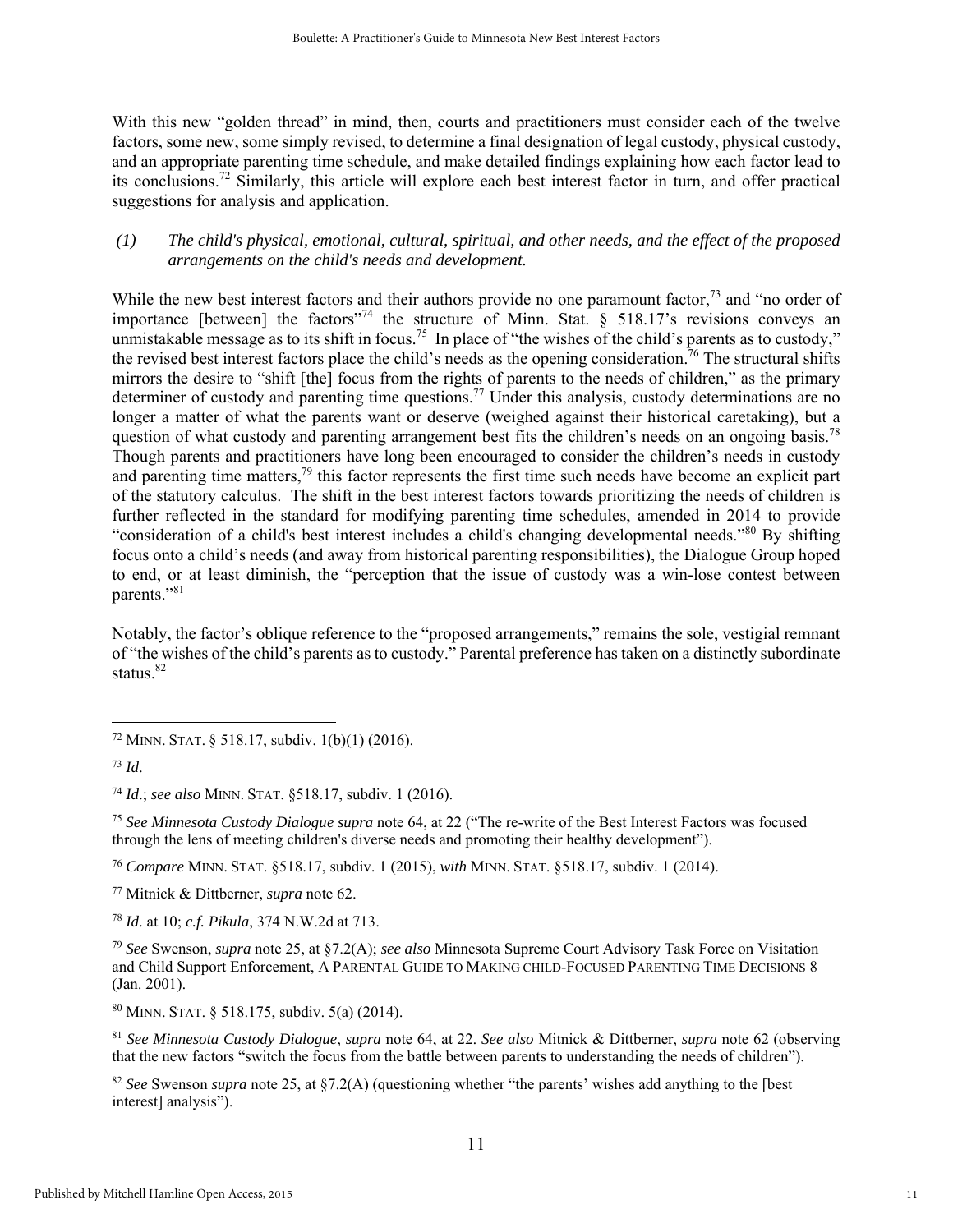With this new "golden thread" in mind, then, courts and practitioners must consider each of the twelve factors, some new, some simply revised, to determine a final designation of legal custody, physical custody, and an appropriate parenting time schedule, and make detailed findings explaining how each factor lead to its conclusions.[72] Similarly, this article will explore each best interest factor in turn, and offer practical suggestions for analysis and application.

*(1) The child's physical, emotional, cultural, spiritual, and other needs, and the effect of the proposed arrangements on the child's needs and development.*

While the new best interest factors and their authors provide no one paramount factor,[73] and "no order of importance [between] the factors"[74] the structure of Minn. Stat. § 518.17's revisions conveys an unmistakable message as to its shift in focus.[75] In place of "the wishes of the child's parents as to custody," the revised best interest factors place the child's needs as the opening consideration.[76] The structural shifts mirrors the desire to "shift [the] focus from the rights of parents to the needs of children," as the primary determiner of custody and parenting time questions.[77] Under this analysis, custody determinations are no longer a matter of what the parents want or deserve (weighed against their historical caretaking), but a question of what custody and parenting arrangement best fits the children's needs on an ongoing basis.[78] Though parents and practitioners have long been encouraged to consider the children's needs in custody and parenting time matters,[79] this factor represents the first time such needs have become an explicit part of the statutory calculus. The shift in the best interest factors towards prioritizing the needs of children is further reflected in the standard for modifying parenting time schedules, amended in 2014 to provide "consideration of a child's best interest includes a child's changing developmental needs."[80] By shifting focus onto a child's needs (and away from historical parenting responsibilities), the Dialogue Group hoped to end, or at least diminish, the "perception that the issue of custody was a win-lose contest between parents."[81]

Notably, the factor's oblique reference to the "proposed arrangements," remains the sole, vestigial remnant of "the wishes of the child's parents as to custody." Parental preference has taken on a distinctly subordinate status.[82]

---

[72] MINN. STAT. § 518.17, subdiv. 1(b)(1) (2016).

[73] *Id*.

[74] *Id*.; *see also* MINN. STAT. §518.17, subdiv. 1 (2016).

[75] *See Minnesota Custody Dialogue supra* note 64, at 22 ("The re-write of the Best Interest Factors was focused through the lens of meeting children's diverse needs and promoting their healthy development").

[76] *Compare* MINN. STAT. §518.17, subdiv. 1 (2015), *with* MINN. STAT. §518.17, subdiv. 1 (2014).

[77] Mitnick & Dittberner, *supra* note 62.

[78] *Id*. at 10; *c.f. Pikula*, 374 N.W.2d at 713.

[79] *See* Swenson, *supra* note 25, at §7.2(A); *see also* Minnesota Supreme Court Advisory Task Force on Visitation and Child Support Enforcement, A PARENTAL GUIDE TO MAKING CHILD-FOCUSED PARENTING TIME DECISIONS 8 (Jan. 2001).

[80] MINN. STAT. § 518.175, subdiv. 5(a) (2014).

[81] *See Minnesota Custody Dialogue*, *supra* note 64, at 22. *See also* Mitnick & Dittberner, *supra* note 62 (observing that the new factors "switch the focus from the battle between parents to understanding the needs of children").

[82] *See* Swenson *supra* note 25, at §7.2(A) (questioning whether "the parents' wishes add anything to the [best interest] analysis").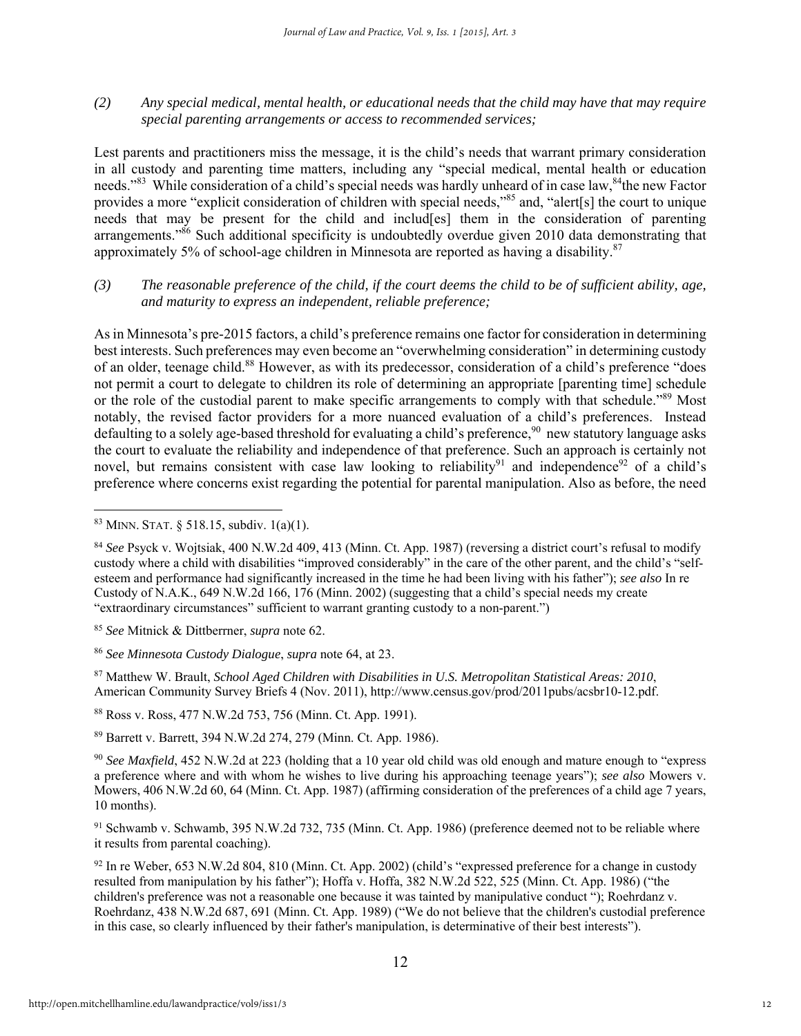*(2) Any special medical, mental health, or educational needs that the child may have that may require special parenting arrangements or access to recommended services;*

Lest parents and practitioners miss the message, it is the child's needs that warrant primary consideration in all custody and parenting time matters, including any "special medical, mental health or education needs."[83] While consideration of a child's special needs was hardly unheard of in case law,[84] the new Factor provides a more "explicit consideration of children with special needs,"[85] and, "alert[s] the court to unique needs that may be present for the child and includ[es] them in the consideration of parenting arrangements."[86] Such additional specificity is undoubtedly overdue given 2010 data demonstrating that approximately 5% of school-age children in Minnesota are reported as having a disability.[87]

*(3) The reasonable preference of the child, if the court deems the child to be of sufficient ability, age, and maturity to express an independent, reliable preference;*

As in Minnesota's pre-2015 factors, a child's preference remains one factor for consideration in determining best interests. Such preferences may even become an "overwhelming consideration" in determining custody of an older, teenage child.[88] However, as with its predecessor, consideration of a child's preference "does not permit a court to delegate to children its role of determining an appropriate [parenting time] schedule or the role of the custodial parent to make specific arrangements to comply with that schedule."[89] Most notably, the revised factor providers for a more nuanced evaluation of a child's preferences. Instead defaulting to a solely age-based threshold for evaluating a child's preference,[90] new statutory language asks the court to evaluate the reliability and independence of that preference. Such an approach is certainly not novel, but remains consistent with case law looking to reliability[91] and independence[92] of a child's preference where concerns exist regarding the potential for parental manipulation. Also as before, the need

---

[83] MINN. STAT. § 518.15, subdiv. 1(a)(1).

[84] *See* Psyck v. Wojtsiak, 400 N.W.2d 409, 413 (Minn. Ct. App. 1987) (reversing a district court's refusal to modify custody where a child with disabilities "improved considerably" in the care of the other parent, and the child's "self-esteem and performance had significantly increased in the time he had been living with his father"); *see also* In re Custody of N.A.K., 649 N.W.2d 166, 176 (Minn. 2002) (suggesting that a child's special needs my create "extraordinary circumstances" sufficient to warrant granting custody to a non-parent.")

[85] *See* Mitnick & Dittberrner, *supra* note 62.

[86] *See Minnesota Custody Dialogue*, *supra* note 64, at 23.

[87] Matthew W. Brault, *School Aged Children with Disabilities in U.S. Metropolitan Statistical Areas: 2010*, American Community Survey Briefs 4 (Nov. 2011), http://www.census.gov/prod/2011pubs/acsbr10-12.pdf.

[88] Ross v. Ross, 477 N.W.2d 753, 756 (Minn. Ct. App. 1991).

[89] Barrett v. Barrett, 394 N.W.2d 274, 279 (Minn. Ct. App. 1986).

[90] *See Maxfield*, 452 N.W.2d at 223 (holding that a 10 year old child was old enough and mature enough to "express a preference where and with whom he wishes to live during his approaching teenage years"); *see also* Mowers v. Mowers, 406 N.W.2d 60, 64 (Minn. Ct. App. 1987) (affirming consideration of the preferences of a child age 7 years, 10 months).

[91] Schwamb v. Schwamb, 395 N.W.2d 732, 735 (Minn. Ct. App. 1986) (preference deemed not to be reliable where it results from parental coaching).

[92] In re Weber, 653 N.W.2d 804, 810 (Minn. Ct. App. 2002) (child's "expressed preference for a change in custody resulted from manipulation by his father"); Hoffa v. Hoffa, 382 N.W.2d 522, 525 (Minn. Ct. App. 1986) ("the children's preference was not a reasonable one because it was tainted by manipulative conduct "); Roehrdanz v. Roehrdanz, 438 N.W.2d 687, 691 (Minn. Ct. App. 1989) ("We do not believe that the children's custodial preference in this case, so clearly influenced by their father's manipulation, is determinative of their best interests").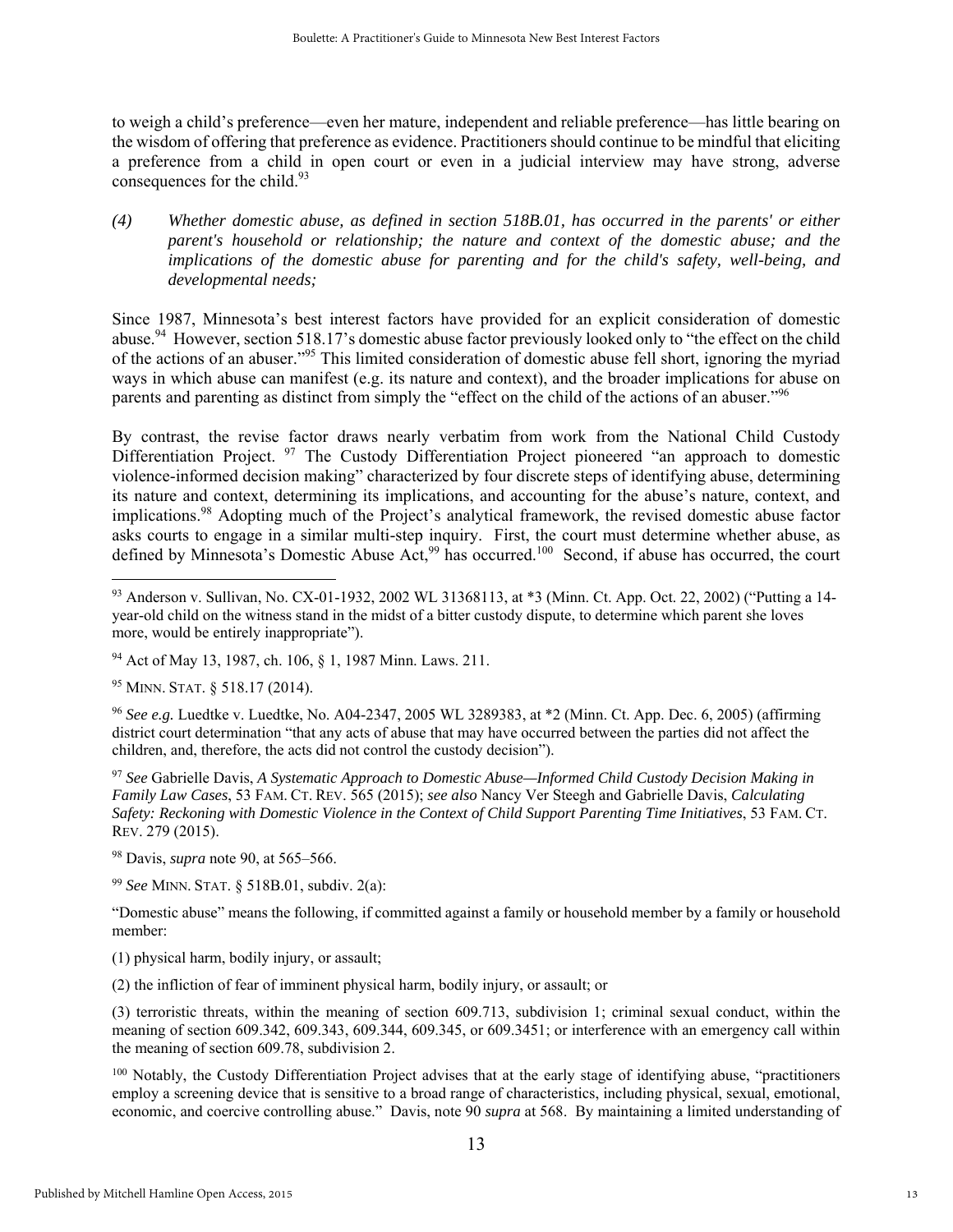to weigh a child's preference—even her mature, independent and reliable preference—has little bearing on the wisdom of offering that preference as evidence. Practitioners should continue to be mindful that eliciting a preference from a child in open court or even in a judicial interview may have strong, adverse consequences for the child.[93]

*(4) Whether domestic abuse, as defined in section 518B.01, has occurred in the parents' or either parent's household or relationship; the nature and context of the domestic abuse; and the implications of the domestic abuse for parenting and for the child's safety, well-being, and developmental needs;*

Since 1987, Minnesota's best interest factors have provided for an explicit consideration of domestic abuse.[94] However, section 518.17's domestic abuse factor previously looked only to "the effect on the child of the actions of an abuser."[95] This limited consideration of domestic abuse fell short, ignoring the myriad ways in which abuse can manifest (e.g. its nature and context), and the broader implications for abuse on parents and parenting as distinct from simply the "effect on the child of the actions of an abuser."[96]

By contrast, the revise factor draws nearly verbatim from work from the National Child Custody Differentiation Project. [97] The Custody Differentiation Project pioneered "an approach to domestic violence-informed decision making" characterized by four discrete steps of identifying abuse, determining its nature and context, determining its implications, and accounting for the abuse's nature, context, and implications.[98] Adopting much of the Project's analytical framework, the revised domestic abuse factor asks courts to engage in a similar multi-step inquiry. First, the court must determine whether abuse, as defined by Minnesota's Domestic Abuse Act,[99] has occurred.[100] Second, if abuse has occurred, the court

---

[93] Anderson v. Sullivan, No. CX-01-1932, 2002 WL 31368113, at *3 (Minn. Ct. App. Oct. 22, 2002) ("Putting a 14-year-old child on the witness stand in the midst of a bitter custody dispute, to determine which parent she loves more, would be entirely inappropriate").

[94] Act of May 13, 1987, ch. 106, § 1, 1987 Minn. Laws. 211.

[95] MINN. STAT. § 518.17 (2014).

[96] *See e.g.* Luedtke v. Luedtke, No. A04-2347, 2005 WL 3289383, at *2 (Minn. Ct. App. Dec. 6, 2005) (affirming district court determination "that any acts of abuse that may have occurred between the parties did not affect the children, and, therefore, the acts did not control the custody decision").

[97] *See* Gabrielle Davis, *A Systematic Approach to Domestic Abuse—Informed Child Custody Decision Making in Family Law Cases*, 53 FAM. CT. REV. 565 (2015); *see also* Nancy Ver Steegh and Gabrielle Davis, *Calculating Safety: Reckoning with Domestic Violence in the Context of Child Support Parenting Time Initiatives*, 53 FAM. CT. REV. 279 (2015).

[98] Davis, *supra* note 90, at 565–566.

[99] *See* MINN. STAT. § 518B.01, subdiv. 2(a):

"Domestic abuse" means the following, if committed against a family or household member by a family or household member:

(1) physical harm, bodily injury, or assault;

(2) the infliction of fear of imminent physical harm, bodily injury, or assault; or

(3) terroristic threats, within the meaning of section 609.713, subdivision 1; criminal sexual conduct, within the meaning of section 609.342, 609.343, 609.344, 609.345, or 609.3451; or interference with an emergency call within the meaning of section 609.78, subdivision 2.

[100] Notably, the Custody Differentiation Project advises that at the early stage of identifying abuse, "practitioners employ a screening device that is sensitive to a broad range of characteristics, including physical, sexual, emotional, economic, and coercive controlling abuse." Davis, note 90 *supra* at 568. By maintaining a limited understanding of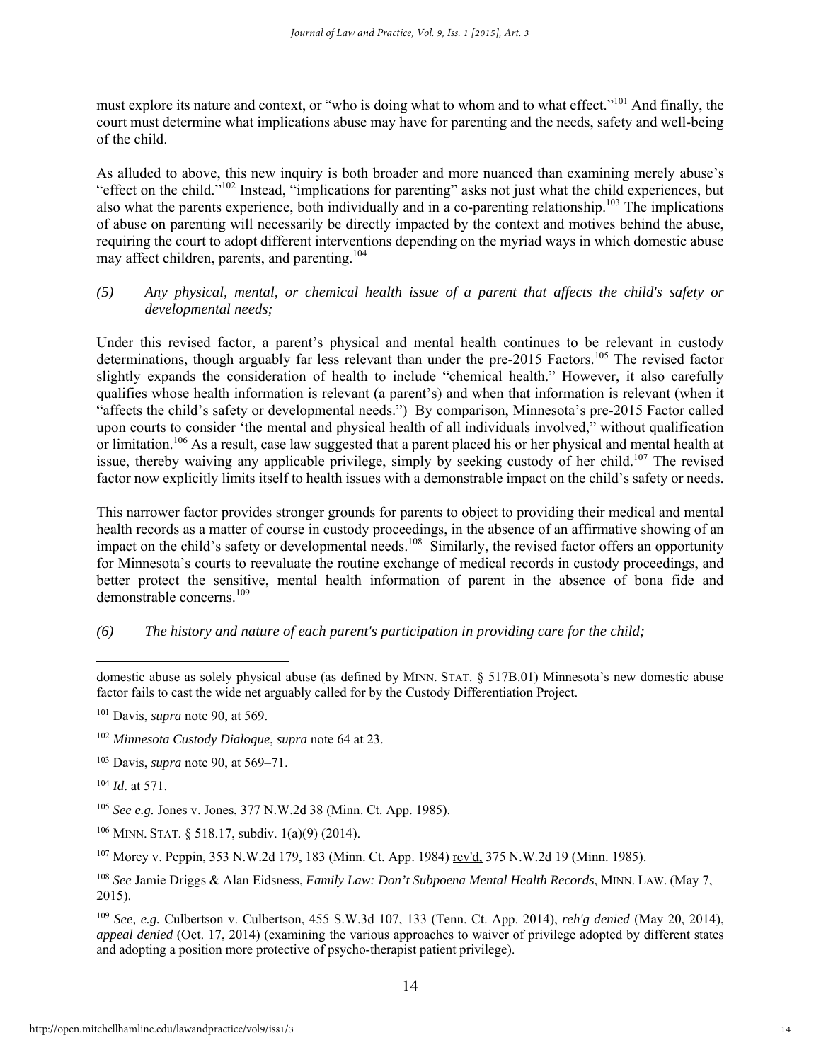must explore its nature and context, or "who is doing what to whom and to what effect."[101] And finally, the court must determine what implications abuse may have for parenting and the needs, safety and well-being of the child.

As alluded to above, this new inquiry is both broader and more nuanced than examining merely abuse's "effect on the child."[102] Instead, "implications for parenting" asks not just what the child experiences, but also what the parents experience, both individually and in a co-parenting relationship.[103] The implications of abuse on parenting will necessarily be directly impacted by the context and motives behind the abuse, requiring the court to adopt different interventions depending on the myriad ways in which domestic abuse may affect children, parents, and parenting.[104]

*(5) Any physical, mental, or chemical health issue of a parent that affects the child's safety or developmental needs;*

Under this revised factor, a parent's physical and mental health continues to be relevant in custody determinations, though arguably far less relevant than under the pre-2015 Factors.[105] The revised factor slightly expands the consideration of health to include "chemical health." However, it also carefully qualifies whose health information is relevant (a parent's) and when that information is relevant (when it "affects the child's safety or developmental needs.") By comparison, Minnesota's pre-2015 Factor called upon courts to consider 'the mental and physical health of all individuals involved," without qualification or limitation.[106] As a result, case law suggested that a parent placed his or her physical and mental health at issue, thereby waiving any applicable privilege, simply by seeking custody of her child.[107] The revised factor now explicitly limits itself to health issues with a demonstrable impact on the child's safety or needs.

This narrower factor provides stronger grounds for parents to object to providing their medical and mental health records as a matter of course in custody proceedings, in the absence of an affirmative showing of an impact on the child's safety or developmental needs.[108] Similarly, the revised factor offers an opportunity for Minnesota's courts to reevaluate the routine exchange of medical records in custody proceedings, and better protect the sensitive, mental health information of parent in the absence of bona fide and demonstrable concerns.[109]

*(6) The history and nature of each parent's participation in providing care for the child;*

---

domestic abuse as solely physical abuse (as defined by MINN. STAT. § 517B.01) Minnesota's new domestic abuse factor fails to cast the wide net arguably called for by the Custody Differentiation Project.

[101] Davis, *supra* note 90, at 569.

[102] *Minnesota Custody Dialogue*, *supra* note 64 at 23.

[103] Davis, *supra* note 90, at 569–71.

[104] *Id*. at 571.

[105] *See e.g.* Jones v. Jones, 377 N.W.2d 38 (Minn. Ct. App. 1985).

[106] MINN. STAT. § 518.17, subdiv. 1(a)(9) (2014).

[107] Morey v. Peppin, 353 N.W.2d 179, 183 (Minn. Ct. App. 1984) rev'd, 375 N.W.2d 19 (Minn. 1985).

[108] *See* Jamie Driggs & Alan Eidsness, *Family Law: Don't Subpoena Mental Health Records*, MINN. LAW. (May 7, 2015).

[109] *See, e.g.* Culbertson v. Culbertson, 455 S.W.3d 107, 133 (Tenn. Ct. App. 2014), *reh'g denied* (May 20, 2014), *appeal denied* (Oct. 17, 2014) (examining the various approaches to waiver of privilege adopted by different states and adopting a position more protective of psycho-therapist patient privilege).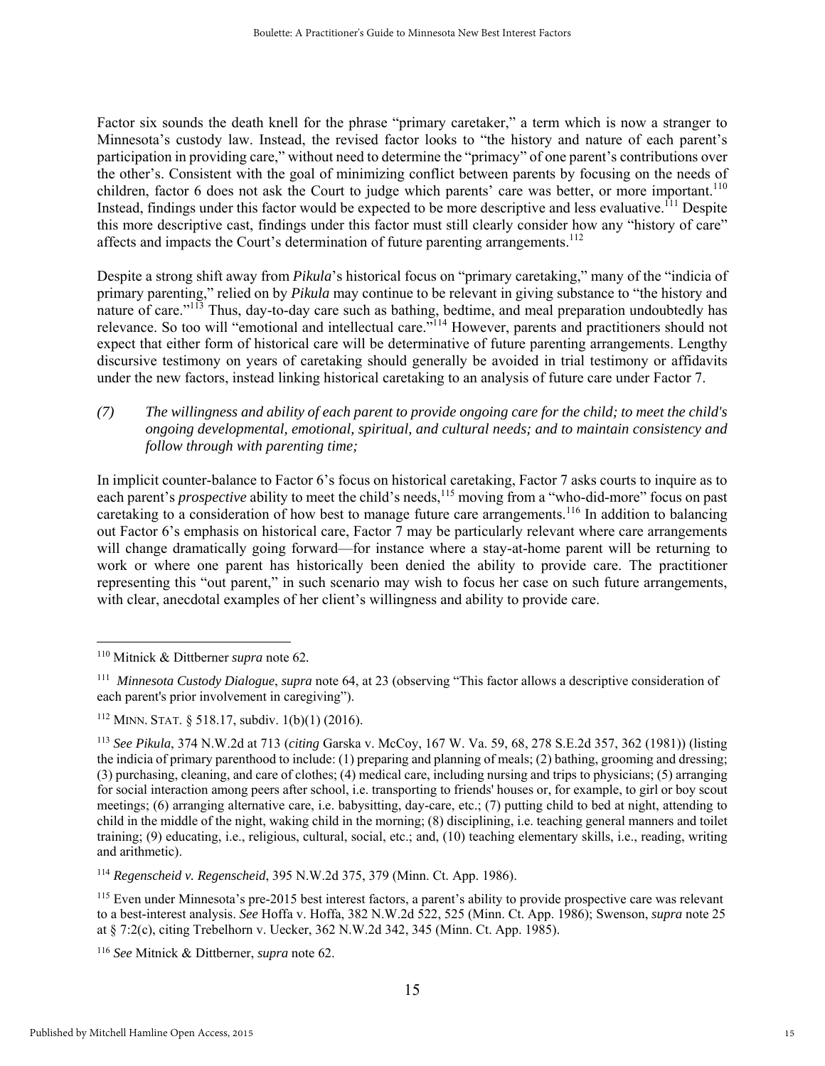Factor six sounds the death knell for the phrase "primary caretaker," a term which is now a stranger to Minnesota's custody law. Instead, the revised factor looks to "the history and nature of each parent's participation in providing care," without need to determine the "primacy" of one parent's contributions over the other's. Consistent with the goal of minimizing conflict between parents by focusing on the needs of children, factor 6 does not ask the Court to judge which parents' care was better, or more important.[110] Instead, findings under this factor would be expected to be more descriptive and less evaluative.[111] Despite this more descriptive cast, findings under this factor must still clearly consider how any "history of care" affects and impacts the Court's determination of future parenting arrangements.[112]

Despite a strong shift away from *Pikula*'s historical focus on "primary caretaking," many of the "indicia of primary parenting," relied on by *Pikula* may continue to be relevant in giving substance to "the history and nature of care."[113] Thus, day-to-day care such as bathing, bedtime, and meal preparation undoubtedly has relevance. So too will "emotional and intellectual care."[114] However, parents and practitioners should not expect that either form of historical care will be determinative of future parenting arrangements. Lengthy discursive testimony on years of caretaking should generally be avoided in trial testimony or affidavits under the new factors, instead linking historical caretaking to an analysis of future care under Factor 7.

*(7) The willingness and ability of each parent to provide ongoing care for the child; to meet the child's ongoing developmental, emotional, spiritual, and cultural needs; and to maintain consistency and follow through with parenting time;*

In implicit counter-balance to Factor 6's focus on historical caretaking, Factor 7 asks courts to inquire as to each parent's *prospective* ability to meet the child's needs,[115] moving from a "who-did-more" focus on past caretaking to a consideration of how best to manage future care arrangements.[116] In addition to balancing out Factor 6's emphasis on historical care, Factor 7 may be particularly relevant where care arrangements will change dramatically going forward—for instance where a stay-at-home parent will be returning to work or where one parent has historically been denied the ability to provide care. The practitioner representing this "out parent," in such scenario may wish to focus her case on such future arrangements, with clear, anecdotal examples of her client's willingness and ability to provide care.

---

[110] Mitnick & Dittberner *supra* note 62.

[111] *Minnesota Custody Dialogue*, *supra* note 64, at 23 (observing "This factor allows a descriptive consideration of each parent's prior involvement in caregiving").

[112] MINN. STAT. § 518.17, subdiv. 1(b)(1) (2016).

[113] *See Pikula*, 374 N.W.2d at 713 (*citing* Garska v. McCoy, 167 W. Va. 59, 68, 278 S.E.2d 357, 362 (1981)) (listing the indicia of primary parenthood to include: (1) preparing and planning of meals; (2) bathing, grooming and dressing; (3) purchasing, cleaning, and care of clothes; (4) medical care, including nursing and trips to physicians; (5) arranging for social interaction among peers after school, i.e. transporting to friends' houses or, for example, to girl or boy scout meetings; (6) arranging alternative care, i.e. babysitting, day-care, etc.; (7) putting child to bed at night, attending to child in the middle of the night, waking child in the morning; (8) disciplining, i.e. teaching general manners and toilet training; (9) educating, i.e., religious, cultural, social, etc.; and, (10) teaching elementary skills, i.e., reading, writing and arithmetic).

[114] *Regenscheid v. Regenscheid*, 395 N.W.2d 375, 379 (Minn. Ct. App. 1986).

[115] Even under Minnesota's pre-2015 best interest factors, a parent's ability to provide prospective care was relevant to a best-interest analysis. *See* Hoffa v. Hoffa, 382 N.W.2d 522, 525 (Minn. Ct. App. 1986); Swenson, *supra* note 25 at § 7:2(c), citing Trebelhorn v. Uecker, 362 N.W.2d 342, 345 (Minn. Ct. App. 1985).

[116] *See* Mitnick & Dittberner, *supra* note 62.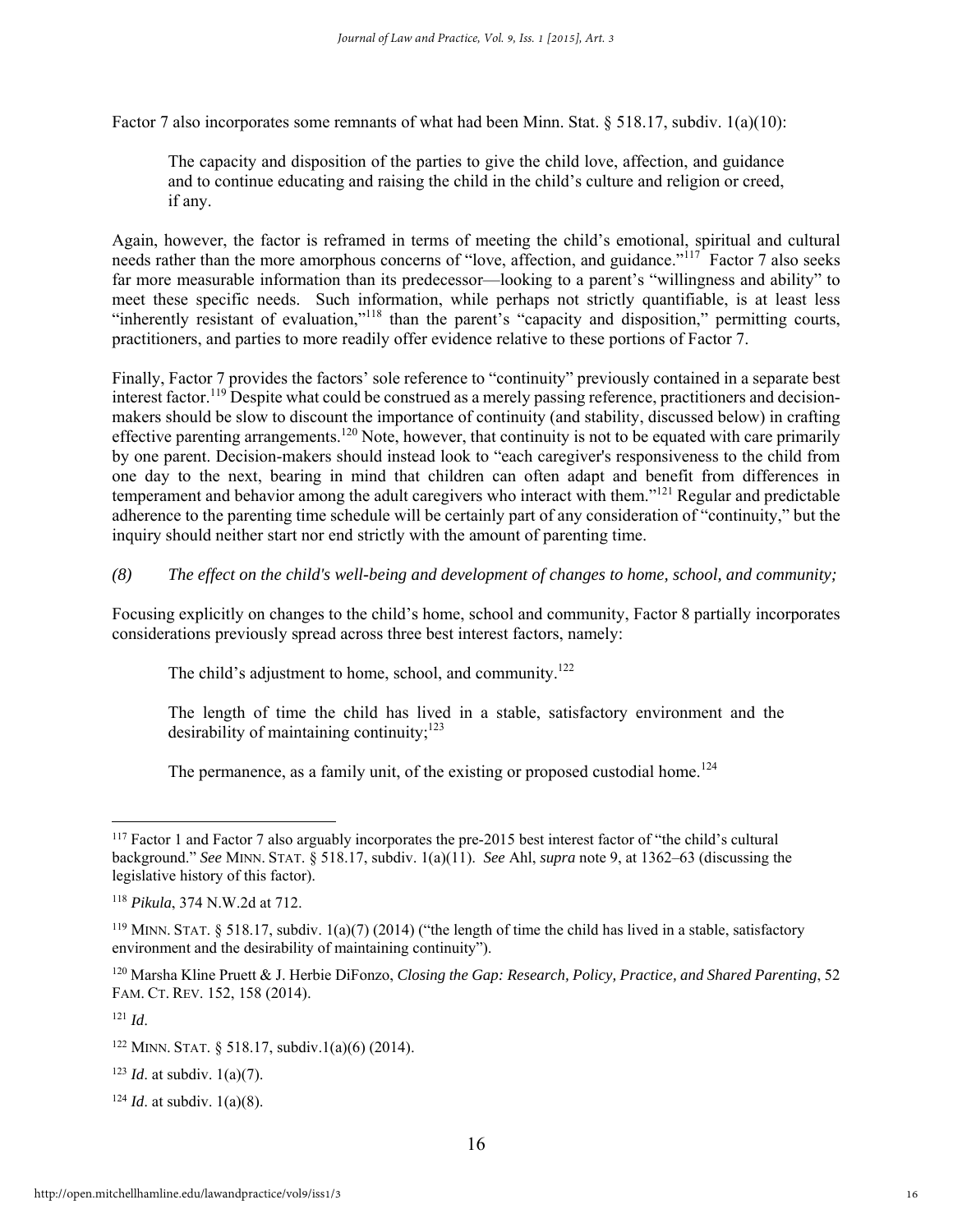Factor 7 also incorporates some remnants of what had been Minn. Stat. § 518.17, subdiv. 1(a)(10):

> The capacity and disposition of the parties to give the child love, affection, and guidance and to continue educating and raising the child in the child's culture and religion or creed, if any.

Again, however, the factor is reframed in terms of meeting the child's emotional, spiritual and cultural needs rather than the more amorphous concerns of "love, affection, and guidance."[117] Factor 7 also seeks far more measurable information than its predecessor—looking to a parent's "willingness and ability" to meet these specific needs. Such information, while perhaps not strictly quantifiable, is at least less "inherently resistant of evaluation,"[118] than the parent's "capacity and disposition," permitting courts, practitioners, and parties to more readily offer evidence relative to these portions of Factor 7.

Finally, Factor 7 provides the factors' sole reference to "continuity" previously contained in a separate best interest factor.[119] Despite what could be construed as a merely passing reference, practitioners and decision-makers should be slow to discount the importance of continuity (and stability, discussed below) in crafting effective parenting arrangements.[120] Note, however, that continuity is not to be equated with care primarily by one parent. Decision-makers should instead look to "each caregiver's responsiveness to the child from one day to the next, bearing in mind that children can often adapt and benefit from differences in temperament and behavior among the adult caregivers who interact with them."[121] Regular and predictable adherence to the parenting time schedule will be certainly part of any consideration of "continuity," but the inquiry should neither start nor end strictly with the amount of parenting time.

*(8) The effect on the child's well-being and development of changes to home, school, and community;*

Focusing explicitly on changes to the child's home, school and community, Factor 8 partially incorporates considerations previously spread across three best interest factors, namely:

> The child's adjustment to home, school, and community.[122]
>
> The length of time the child has lived in a stable, satisfactory environment and the desirability of maintaining continuity;[123]
>
> The permanence, as a family unit, of the existing or proposed custodial home.[124]

---

[117] Factor 1 and Factor 7 also arguably incorporates the pre-2015 best interest factor of "the child's cultural background." *See* MINN. STAT. § 518.17, subdiv. 1(a)(11). *See* Ahl, *supra* note 9, at 1362–63 (discussing the legislative history of this factor).

[118] *Pikula*, 374 N.W.2d at 712.

[119] MINN. STAT. § 518.17, subdiv. 1(a)(7) (2014) ("the length of time the child has lived in a stable, satisfactory environment and the desirability of maintaining continuity").

[120] Marsha Kline Pruett & J. Herbie DiFonzo, *Closing the Gap: Research, Policy, Practice, and Shared Parenting*, 52 FAM. CT. REV. 152, 158 (2014).

[121] *Id*.

[122] MINN. STAT. § 518.17, subdiv.1(a)(6) (2014).

[123] *Id*. at subdiv. 1(a)(7).

[124] *Id*. at subdiv. 1(a)(8).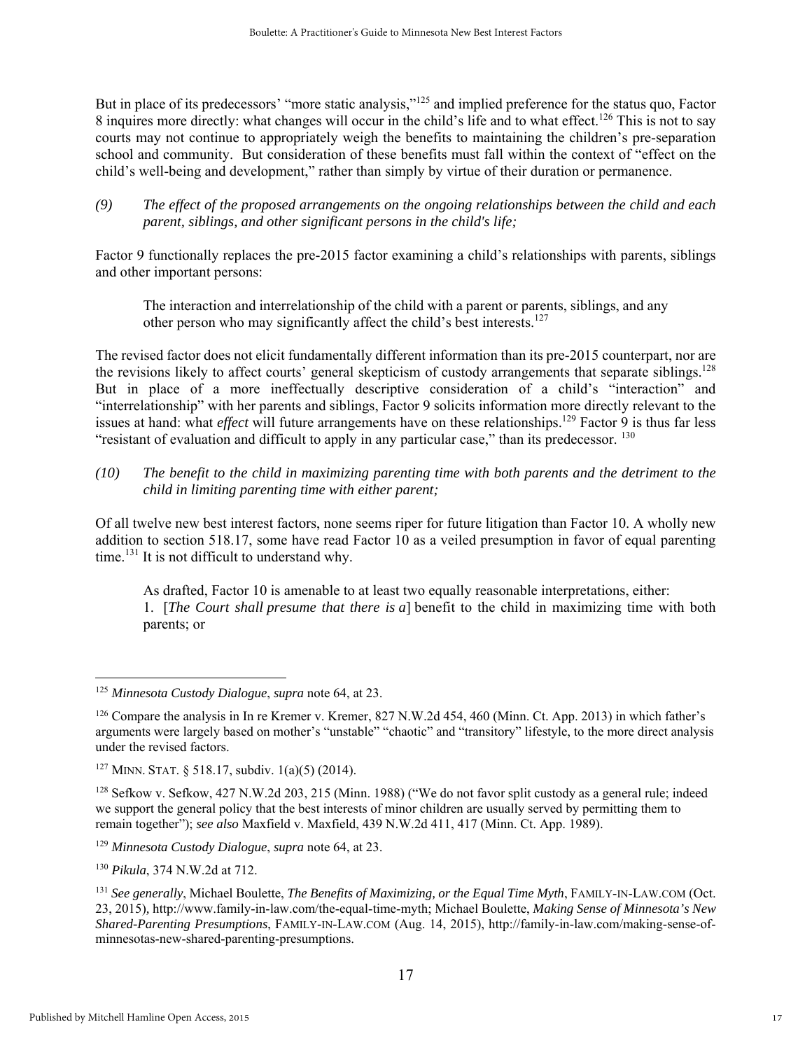But in place of its predecessors' "more static analysis,"[125] and implied preference for the status quo, Factor 8 inquires more directly: what changes will occur in the child's life and to what effect.[126] This is not to say courts may not continue to appropriately weigh the benefits to maintaining the children's pre-separation school and community. But consideration of these benefits must fall within the context of "effect on the child's well-being and development," rather than simply by virtue of their duration or permanence.

*(9) The effect of the proposed arrangements on the ongoing relationships between the child and each parent, siblings, and other significant persons in the child's life;*

Factor 9 functionally replaces the pre-2015 factor examining a child's relationships with parents, siblings and other important persons:

> The interaction and interrelationship of the child with a parent or parents, siblings, and any other person who may significantly affect the child's best interests.[127]

The revised factor does not elicit fundamentally different information than its pre-2015 counterpart, nor are the revisions likely to affect courts' general skepticism of custody arrangements that separate siblings.[128] But in place of a more ineffectually descriptive consideration of a child's "interaction" and "interrelationship" with her parents and siblings, Factor 9 solicits information more directly relevant to the issues at hand: what *effect* will future arrangements have on these relationships.[129] Factor 9 is thus far less "resistant of evaluation and difficult to apply in any particular case," than its predecessor.[130]

*(10) The benefit to the child in maximizing parenting time with both parents and the detriment to the child in limiting parenting time with either parent;*

Of all twelve new best interest factors, none seems riper for future litigation than Factor 10. A wholly new addition to section 518.17, some have read Factor 10 as a veiled presumption in favor of equal parenting time.[131] It is not difficult to understand why.

> As drafted, Factor 10 is amenable to at least two equally reasonable interpretations, either:
> 1. [*The Court shall presume that there is a*] benefit to the child in maximizing time with both parents; or

---

[125] *Minnesota Custody Dialogue*, *supra* note 64, at 23.

[126] Compare the analysis in In re Kremer v. Kremer, 827 N.W.2d 454, 460 (Minn. Ct. App. 2013) in which father's arguments were largely based on mother's "unstable" "chaotic" and "transitory" lifestyle, to the more direct analysis under the revised factors.

[127] MINN. STAT. § 518.17, subdiv. 1(a)(5) (2014).

[128] Sefkow v. Sefkow, 427 N.W.2d 203, 215 (Minn. 1988) ("We do not favor split custody as a general rule; indeed we support the general policy that the best interests of minor children are usually served by permitting them to remain together"); *see also* Maxfield v. Maxfield, 439 N.W.2d 411, 417 (Minn. Ct. App. 1989).

[129] *Minnesota Custody Dialogue*, *supra* note 64, at 23.

[130] *Pikula*, 374 N.W.2d at 712.

[131] *See generally*, Michael Boulette, *The Benefits of Maximizing, or the Equal Time Myth*, FAMILY-IN-LAW.COM (Oct. 23, 2015), http://www.family-in-law.com/the-equal-time-myth; Michael Boulette, *Making Sense of Minnesota's New Shared-Parenting Presumptions*, FAMILY-IN-LAW.COM (Aug. 14, 2015), http://family-in-law.com/making-sense-of-minnesotas-new-shared-parenting-presumptions.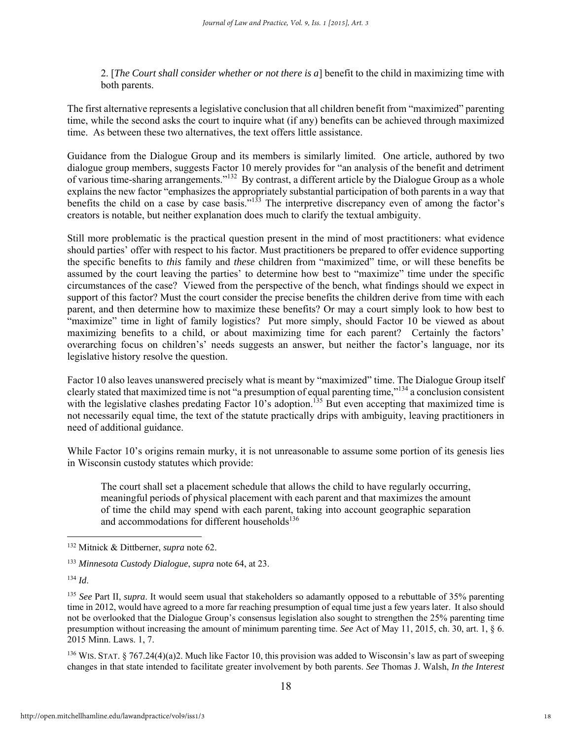2. [*The Court shall consider whether or not there is a*] benefit to the child in maximizing time with both parents.

The first alternative represents a legislative conclusion that all children benefit from "maximized" parenting time, while the second asks the court to inquire what (if any) benefits can be achieved through maximized time. As between these two alternatives, the text offers little assistance.

Guidance from the Dialogue Group and its members is similarly limited. One article, authored by two dialogue group members, suggests Factor 10 merely provides for "an analysis of the benefit and detriment of various time-sharing arrangements."[132] By contrast, a different article by the Dialogue Group as a whole explains the new factor "emphasizes the appropriately substantial participation of both parents in a way that benefits the child on a case by case basis."[133] The interpretive discrepancy even of among the factor's creators is notable, but neither explanation does much to clarify the textual ambiguity.

Still more problematic is the practical question present in the mind of most practitioners: what evidence should parties' offer with respect to his factor. Must practitioners be prepared to offer evidence supporting the specific benefits to *this* family and *these* children from "maximized" time, or will these benefits be assumed by the court leaving the parties' to determine how best to "maximize" time under the specific circumstances of the case? Viewed from the perspective of the bench, what findings should we expect in support of this factor? Must the court consider the precise benefits the children derive from time with each parent, and then determine how to maximize these benefits? Or may a court simply look to how best to "maximize" time in light of family logistics? Put more simply, should Factor 10 be viewed as about maximizing benefits to a child, or about maximizing time for each parent? Certainly the factors' overarching focus on children's' needs suggests an answer, but neither the factor's language, nor its legislative history resolve the question.

Factor 10 also leaves unanswered precisely what is meant by "maximized" time. The Dialogue Group itself clearly stated that maximized time is not "a presumption of equal parenting time,"[134] a conclusion consistent with the legislative clashes predating Factor 10's adoption.[135] But even accepting that maximized time is not necessarily equal time, the text of the statute practically drips with ambiguity, leaving practitioners in need of additional guidance.

While Factor 10's origins remain murky, it is not unreasonable to assume some portion of its genesis lies in Wisconsin custody statutes which provide:

> The court shall set a placement schedule that allows the child to have regularly occurring, meaningful periods of physical placement with each parent and that maximizes the amount of time the child may spend with each parent, taking into account geographic separation and accommodations for different households[136]

---

[132] Mitnick & Dittberner, *supra* note 62.

[133] *Minnesota Custody Dialogue*, *supra* note 64, at 23.

[134] *Id*.

[135] *See* Part II, *supra*. It would seem usual that stakeholders so adamantly opposed to a rebuttable of 35% parenting time in 2012, would have agreed to a more far reaching presumption of equal time just a few years later. It also should not be overlooked that the Dialogue Group's consensus legislation also sought to strengthen the 25% parenting time presumption without increasing the amount of minimum parenting time. *See* Act of May 11, 2015, ch. 30, art. 1, § 6. 2015 Minn. Laws. 1, 7.

[136] WIS. STAT. § 767.24(4)(a)2. Much like Factor 10, this provision was added to Wisconsin's law as part of sweeping changes in that state intended to facilitate greater involvement by both parents. *See* Thomas J. Walsh, *In the Interest*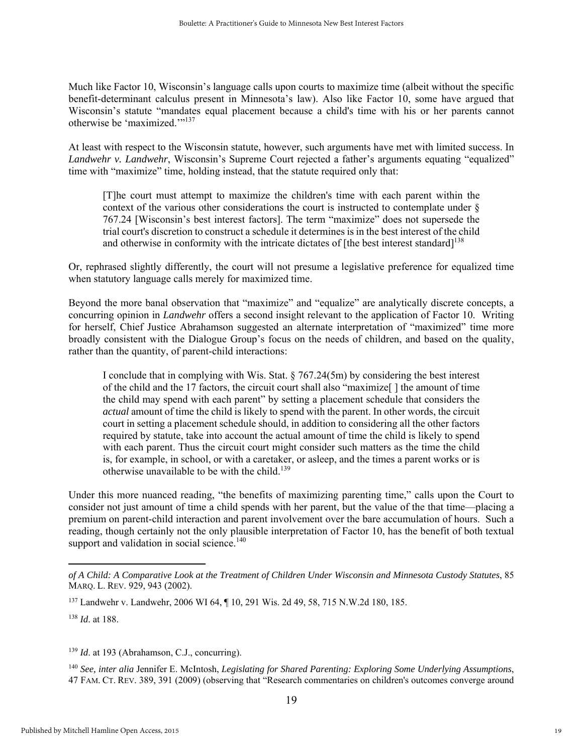Much like Factor 10, Wisconsin's language calls upon courts to maximize time (albeit without the specific benefit-determinant calculus present in Minnesota's law). Also like Factor 10, some have argued that Wisconsin's statute "mandates equal placement because a child's time with his or her parents cannot otherwise be 'maximized.'"[137]

At least with respect to the Wisconsin statute, however, such arguments have met with limited success. In *Landwehr v. Landwehr*, Wisconsin's Supreme Court rejected a father's arguments equating "equalized" time with "maximize" time, holding instead, that the statute required only that:

> [T]he court must attempt to maximize the children's time with each parent within the context of the various other considerations the court is instructed to contemplate under § 767.24 [Wisconsin's best interest factors]. The term "maximize" does not supersede the trial court's discretion to construct a schedule it determines is in the best interest of the child and otherwise in conformity with the intricate dictates of [the best interest standard][138]

Or, rephrased slightly differently, the court will not presume a legislative preference for equalized time when statutory language calls merely for maximized time.

Beyond the more banal observation that "maximize" and "equalize" are analytically discrete concepts, a concurring opinion in *Landwehr* offers a second insight relevant to the application of Factor 10. Writing for herself, Chief Justice Abrahamson suggested an alternate interpretation of "maximized" time more broadly consistent with the Dialogue Group's focus on the needs of children, and based on the quality, rather than the quantity, of parent-child interactions:

> I conclude that in complying with Wis. Stat. § 767.24(5m) by considering the best interest of the child and the 17 factors, the circuit court shall also "maximize[ ] the amount of time the child may spend with each parent" by setting a placement schedule that considers the *actual* amount of time the child is likely to spend with the parent. In other words, the circuit court in setting a placement schedule should, in addition to considering all the other factors required by statute, take into account the actual amount of time the child is likely to spend with each parent. Thus the circuit court might consider such matters as the time the child is, for example, in school, or with a caretaker, or asleep, and the times a parent works or is otherwise unavailable to be with the child.[139]

Under this more nuanced reading, "the benefits of maximizing parenting time," calls upon the Court to consider not just amount of time a child spends with her parent, but the value of the that time—placing a premium on parent-child interaction and parent involvement over the bare accumulation of hours. Such a reading, though certainly not the only plausible interpretation of Factor 10, has the benefit of both textual support and validation in social science.[140]

---

*of A Child: A Comparative Look at the Treatment of Children Under Wisconsin and Minnesota Custody Statutes*, 85 MARQ. L. REV. 929, 943 (2002).

[137] Landwehr v. Landwehr, 2006 WI 64, ¶ 10, 291 Wis. 2d 49, 58, 715 N.W.2d 180, 185.

[138] *Id*. at 188.

[139] *Id*. at 193 (Abrahamson, C.J., concurring).

[140] *See, inter alia* Jennifer E. McIntosh, *Legislating for Shared Parenting: Exploring Some Underlying Assumptions*, 47 FAM. CT. REV. 389, 391 (2009) (observing that "Research commentaries on children's outcomes converge around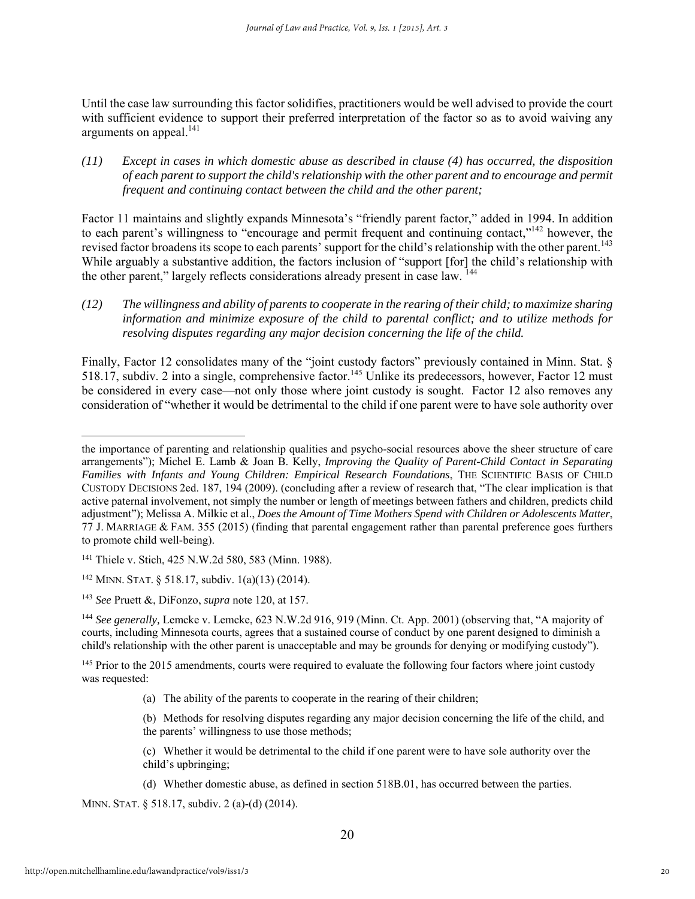Until the case law surrounding this factor solidifies, practitioners would be well advised to provide the court with sufficient evidence to support their preferred interpretation of the factor so as to avoid waiving any arguments on appeal.[141]

*(11) Except in cases in which domestic abuse as described in clause (4) has occurred, the disposition of each parent to support the child's relationship with the other parent and to encourage and permit frequent and continuing contact between the child and the other parent;*

Factor 11 maintains and slightly expands Minnesota's "friendly parent factor," added in 1994. In addition to each parent's willingness to "encourage and permit frequent and continuing contact,"[142] however, the revised factor broadens its scope to each parents' support for the child's relationship with the other parent.[143] While arguably a substantive addition, the factors inclusion of "support [for] the child's relationship with the other parent," largely reflects considerations already present in case law.[144]

*(12) The willingness and ability of parents to cooperate in the rearing of their child; to maximize sharing information and minimize exposure of the child to parental conflict; and to utilize methods for resolving disputes regarding any major decision concerning the life of the child.*

Finally, Factor 12 consolidates many of the "joint custody factors" previously contained in Minn. Stat. § 518.17, subdiv. 2 into a single, comprehensive factor.[145] Unlike its predecessors, however, Factor 12 must be considered in every case—not only those where joint custody is sought. Factor 12 also removes any consideration of "whether it would be detrimental to the child if one parent were to have sole authority over

---

the importance of parenting and relationship qualities and psycho-social resources above the sheer structure of care arrangements"); Michel E. Lamb & Joan B. Kelly, *Improving the Quality of Parent-Child Contact in Separating Families with Infants and Young Children: Empirical Research Foundations*, THE SCIENTIFIC BASIS OF CHILD CUSTODY DECISIONS 2ed. 187, 194 (2009). (concluding after a review of research that, "The clear implication is that active paternal involvement, not simply the number or length of meetings between fathers and children, predicts child adjustment"); Melissa A. Milkie et al., *Does the Amount of Time Mothers Spend with Children or Adolescents Matter*, 77 J. MARRIAGE & FAM. 355 (2015) (finding that parental engagement rather than parental preference goes furthers to promote child well-being).

[141] Thiele v. Stich, 425 N.W.2d 580, 583 (Minn. 1988).

[142] MINN. STAT. § 518.17, subdiv. 1(a)(13) (2014).

[143] *See* Pruett &, DiFonzo, *supra* note 120, at 157.

[144] *See generally*, Lemcke v. Lemcke, 623 N.W.2d 916, 919 (Minn. Ct. App. 2001) (observing that, "A majority of courts, including Minnesota courts, agrees that a sustained course of conduct by one parent designed to diminish a child's relationship with the other parent is unacceptable and may be grounds for denying or modifying custody").

[145] Prior to the 2015 amendments, courts were required to evaluate the following four factors where joint custody was requested:

> (a) The ability of the parents to cooperate in the rearing of their children;
>
> (b) Methods for resolving disputes regarding any major decision concerning the life of the child, and the parents' willingness to use those methods;
>
> (c) Whether it would be detrimental to the child if one parent were to have sole authority over the child's upbringing;
>
> (d) Whether domestic abuse, as defined in section 518B.01, has occurred between the parties.

MINN. STAT. § 518.17, subdiv. 2 (a)-(d) (2014).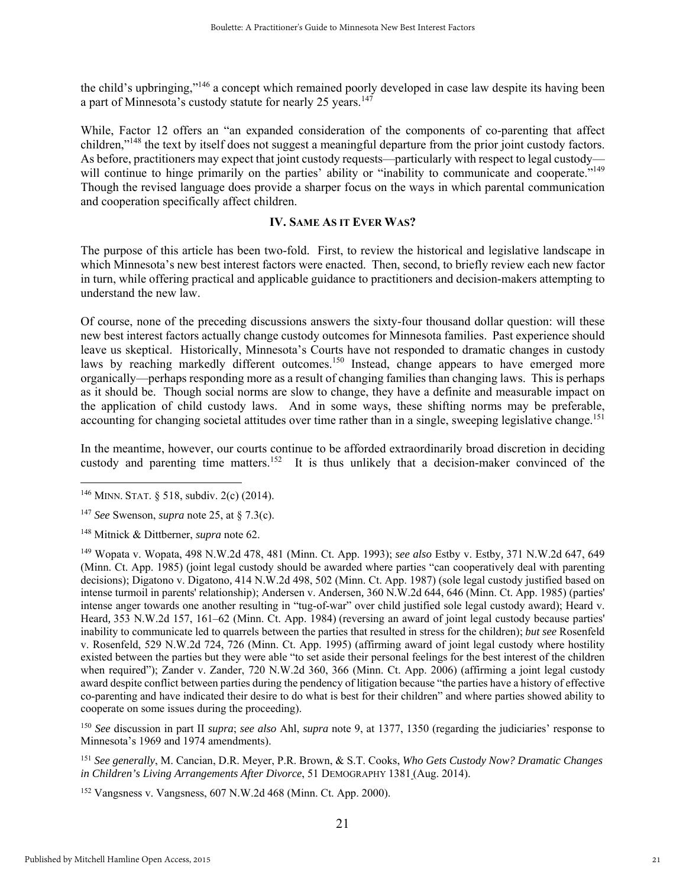the child's upbringing,"[146] a concept which remained poorly developed in case law despite its having been a part of Minnesota's custody statute for nearly 25 years.[147]

While, Factor 12 offers an "an expanded consideration of the components of co-parenting that affect children,"[148] the text by itself does not suggest a meaningful departure from the prior joint custody factors. As before, practitioners may expect that joint custody requests—particularly with respect to legal custody—will continue to hinge primarily on the parties' ability or "inability to communicate and cooperate."[149] Though the revised language does provide a sharper focus on the ways in which parental communication and cooperation specifically affect children.

## IV. SAME AS IT EVER WAS?

The purpose of this article has been two-fold. First, to review the historical and legislative landscape in which Minnesota's new best interest factors were enacted. Then, second, to briefly review each new factor in turn, while offering practical and applicable guidance to practitioners and decision-makers attempting to understand the new law.

Of course, none of the preceding discussions answers the sixty-four thousand dollar question: will these new best interest factors actually change custody outcomes for Minnesota families. Past experience should leave us skeptical. Historically, Minnesota's Courts have not responded to dramatic changes in custody laws by reaching markedly different outcomes.[150] Instead, change appears to have emerged more organically—perhaps responding more as a result of changing families than changing laws. This is perhaps as it should be. Though social norms are slow to change, they have a definite and measurable impact on the application of child custody laws. And in some ways, these shifting norms may be preferable, accounting for changing societal attitudes over time rather than in a single, sweeping legislative change.[151]

In the meantime, however, our courts continue to be afforded extraordinarily broad discretion in deciding custody and parenting time matters.[152] It is thus unlikely that a decision-maker convinced of the

---

[146] MINN. STAT. § 518, subdiv. 2(c) (2014).

[147] *See* Swenson, *supra* note 25, at § 7.3(c).

[148] Mitnick & Dittberner, *supra* note 62.

[149] Wopata v. Wopata, 498 N.W.2d 478, 481 (Minn. Ct. App. 1993); *see also* Estby v. Estby, 371 N.W.2d 647, 649 (Minn. Ct. App. 1985) (joint legal custody should be awarded where parties "can cooperatively deal with parenting decisions); Digatono v. Digatono, 414 N.W.2d 498, 502 (Minn. Ct. App. 1987) (sole legal custody justified based on intense turmoil in parents' relationship); Andersen v. Andersen, 360 N.W.2d 644, 646 (Minn. Ct. App. 1985) (parties' intense anger towards one another resulting in "tug-of-war" over child justified sole legal custody award); Heard v. Heard, 353 N.W.2d 157, 161–62 (Minn. Ct. App. 1984) (reversing an award of joint legal custody because parties' inability to communicate led to quarrels between the parties that resulted in stress for the children); *but see* Rosenfeld v. Rosenfeld, 529 N.W.2d 724, 726 (Minn. Ct. App. 1995) (affirming award of joint legal custody where hostility existed between the parties but they were able "to set aside their personal feelings for the best interest of the children when required"); Zander v. Zander, 720 N.W.2d 360, 366 (Minn. Ct. App. 2006) (affirming a joint legal custody award despite conflict between parties during the pendency of litigation because "the parties have a history of effective co-parenting and have indicated their desire to do what is best for their children" and where parties showed ability to cooperate on some issues during the proceeding).

[150] *See* discussion in part II *supra*; *see also* Ahl, *supra* note 9, at 1377, 1350 (regarding the judiciaries' response to Minnesota's 1969 and 1974 amendments).

[151] *See generally*, M. Cancian, D.R. Meyer, P.R. Brown, & S.T. Cooks, *Who Gets Custody Now? Dramatic Changes in Children's Living Arrangements After Divorce*, 51 DEMOGRAPHY 1381 (Aug. 2014).

[152] Vangsness v. Vangsness, 607 N.W.2d 468 (Minn. Ct. App. 2000).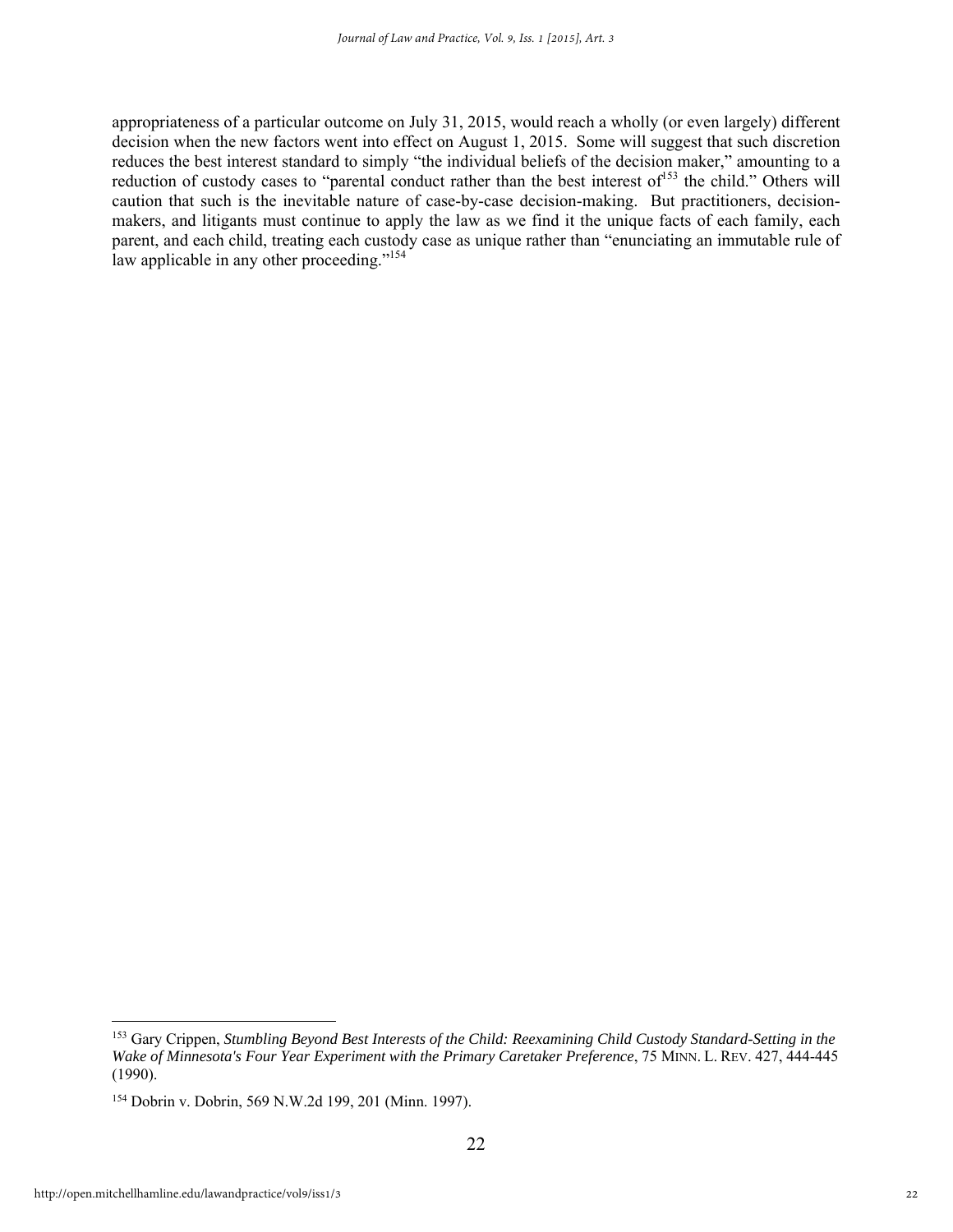appropriateness of a particular outcome on July 31, 2015, would reach a wholly (or even largely) different decision when the new factors went into effect on August 1, 2015. Some will suggest that such discretion reduces the best interest standard to simply "the individual beliefs of the decision maker," amounting to a reduction of custody cases to "parental conduct rather than the best interest of[153] the child." Others will caution that such is the inevitable nature of case-by-case decision-making. But practitioners, decision-makers, and litigants must continue to apply the law as we find it the unique facts of each family, each parent, and each child, treating each custody case as unique rather than "enunciating an immutable rule of law applicable in any other proceeding."[154]

---

[153] Gary Crippen, *Stumbling Beyond Best Interests of the Child: Reexamining Child Custody Standard-Setting in the Wake of Minnesota's Four Year Experiment with the Primary Caretaker Preference*, 75 MINN. L. REV. 427, 444-445 (1990).

[154] Dobrin v. Dobrin, 569 N.W.2d 199, 201 (Minn. 1997).